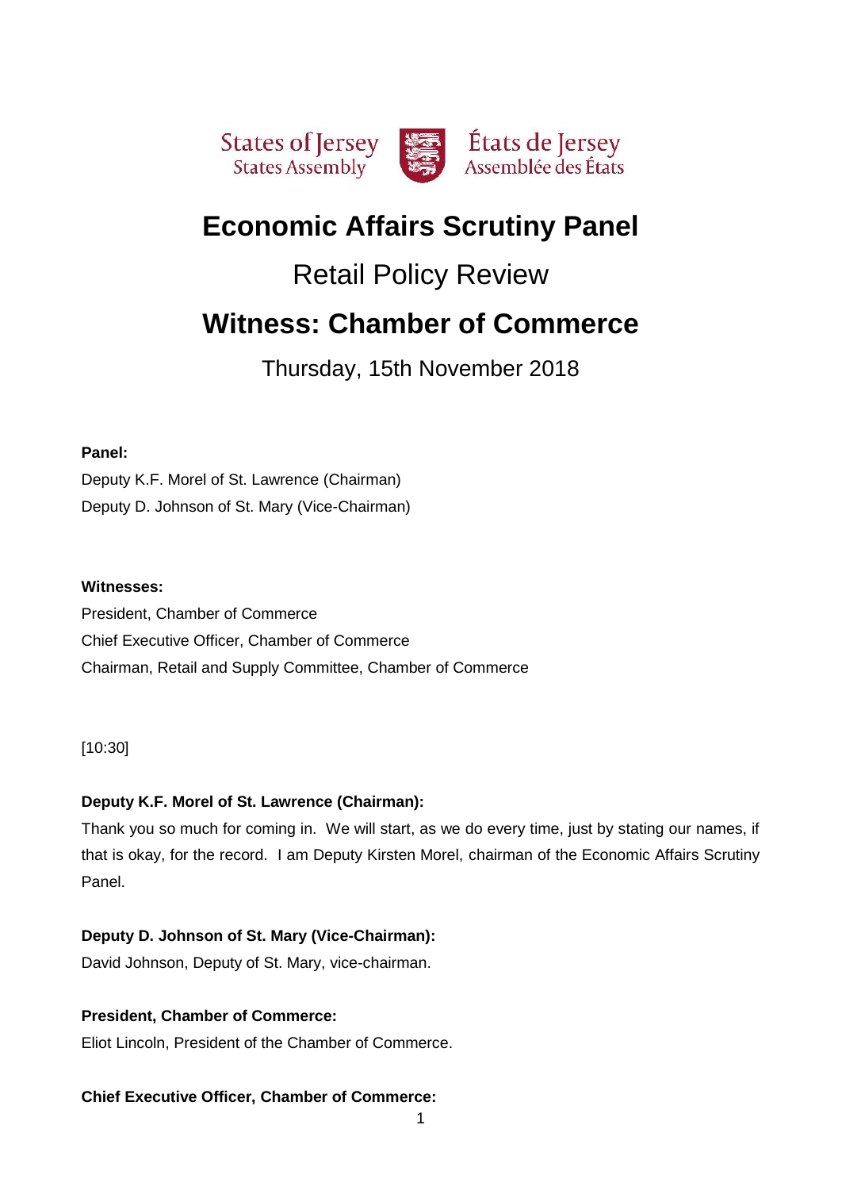States of Jersey
States Assembly

États de Jersey
Assemblée des États

# Economic Affairs Scrutiny Panel

## Retail Policy Review

# Witness: Chamber of Commerce

Thursday, 15th November 2018

**Panel:**

Deputy K.F. Morel of St. Lawrence (Chairman)
Deputy D. Johnson of St. Mary (Vice-Chairman)

**Witnesses:**

President, Chamber of Commerce
Chief Executive Officer, Chamber of Commerce
Chairman, Retail and Supply Committee, Chamber of Commerce

[10:30]

**Deputy K.F. Morel of St. Lawrence (Chairman):**

Thank you so much for coming in. We will start, as we do every time, just by stating our names, if that is okay, for the record. I am Deputy Kirsten Morel, chairman of the Economic Affairs Scrutiny Panel.

**Deputy D. Johnson of St. Mary (Vice-Chairman):**

David Johnson, Deputy of St. Mary, vice-chairman.

**President, Chamber of Commerce:**

Eliot Lincoln, President of the Chamber of Commerce.

**Chief Executive Officer, Chamber of Commerce:**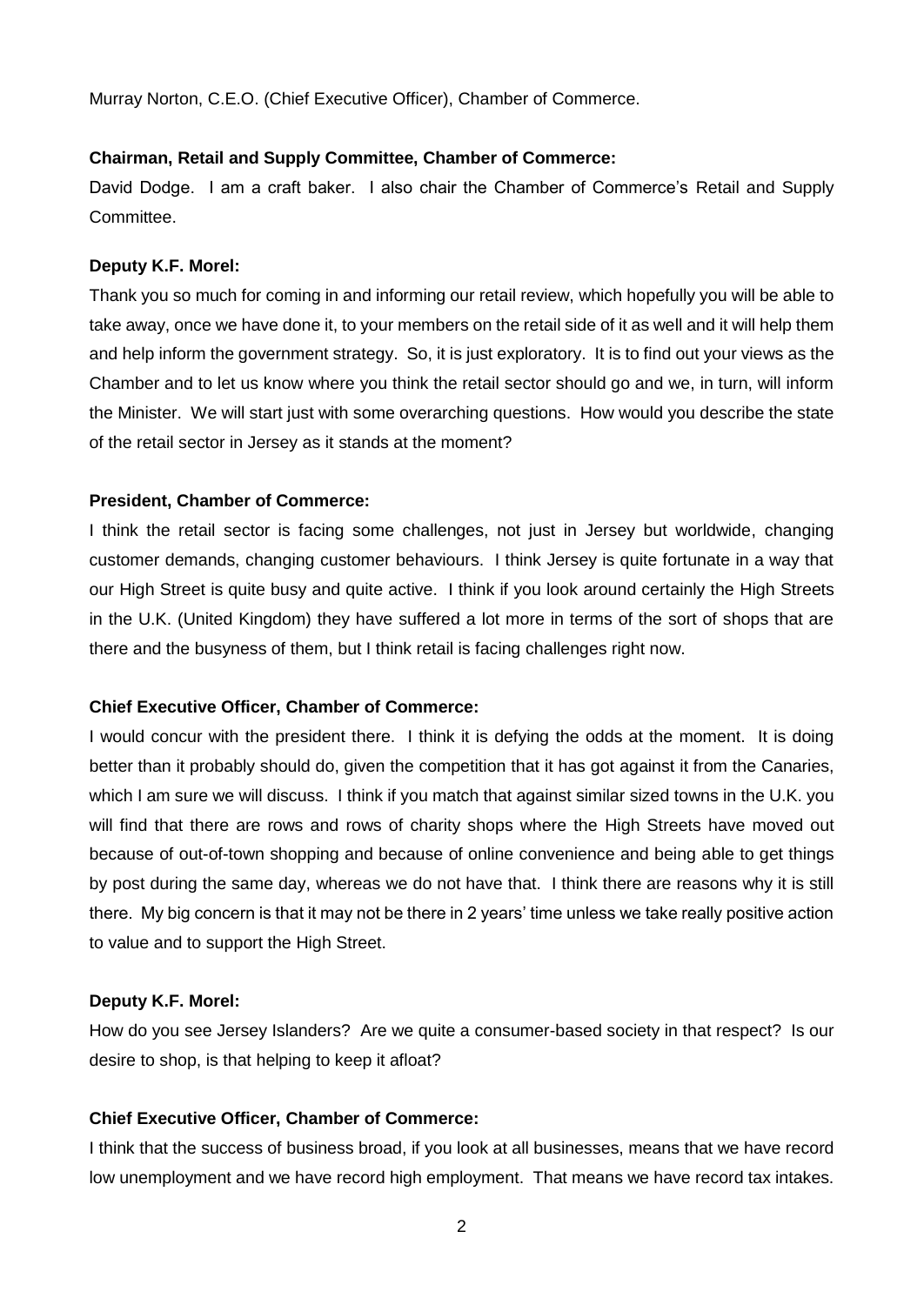Murray Norton, C.E.O. (Chief Executive Officer), Chamber of Commerce.

**Chairman, Retail and Supply Committee, Chamber of Commerce:**

David Dodge. I am a craft baker. I also chair the Chamber of Commerce's Retail and Supply Committee.

**Deputy K.F. Morel:**

Thank you so much for coming in and informing our retail review, which hopefully you will be able to take away, once we have done it, to your members on the retail side of it as well and it will help them and help inform the government strategy. So, it is just exploratory. It is to find out your views as the Chamber and to let us know where you think the retail sector should go and we, in turn, will inform the Minister. We will start just with some overarching questions. How would you describe the state of the retail sector in Jersey as it stands at the moment?

**President, Chamber of Commerce:**

I think the retail sector is facing some challenges, not just in Jersey but worldwide, changing customer demands, changing customer behaviours. I think Jersey is quite fortunate in a way that our High Street is quite busy and quite active. I think if you look around certainly the High Streets in the U.K. (United Kingdom) they have suffered a lot more in terms of the sort of shops that are there and the busyness of them, but I think retail is facing challenges right now.

**Chief Executive Officer, Chamber of Commerce:**

I would concur with the president there. I think it is defying the odds at the moment. It is doing better than it probably should do, given the competition that it has got against it from the Canaries, which I am sure we will discuss. I think if you match that against similar sized towns in the U.K. you will find that there are rows and rows of charity shops where the High Streets have moved out because of out-of-town shopping and because of online convenience and being able to get things by post during the same day, whereas we do not have that. I think there are reasons why it is still there. My big concern is that it may not be there in 2 years' time unless we take really positive action to value and to support the High Street.

**Deputy K.F. Morel:**

How do you see Jersey Islanders? Are we quite a consumer-based society in that respect? Is our desire to shop, is that helping to keep it afloat?

**Chief Executive Officer, Chamber of Commerce:**

I think that the success of business broad, if you look at all businesses, means that we have record low unemployment and we have record high employment. That means we have record tax intakes.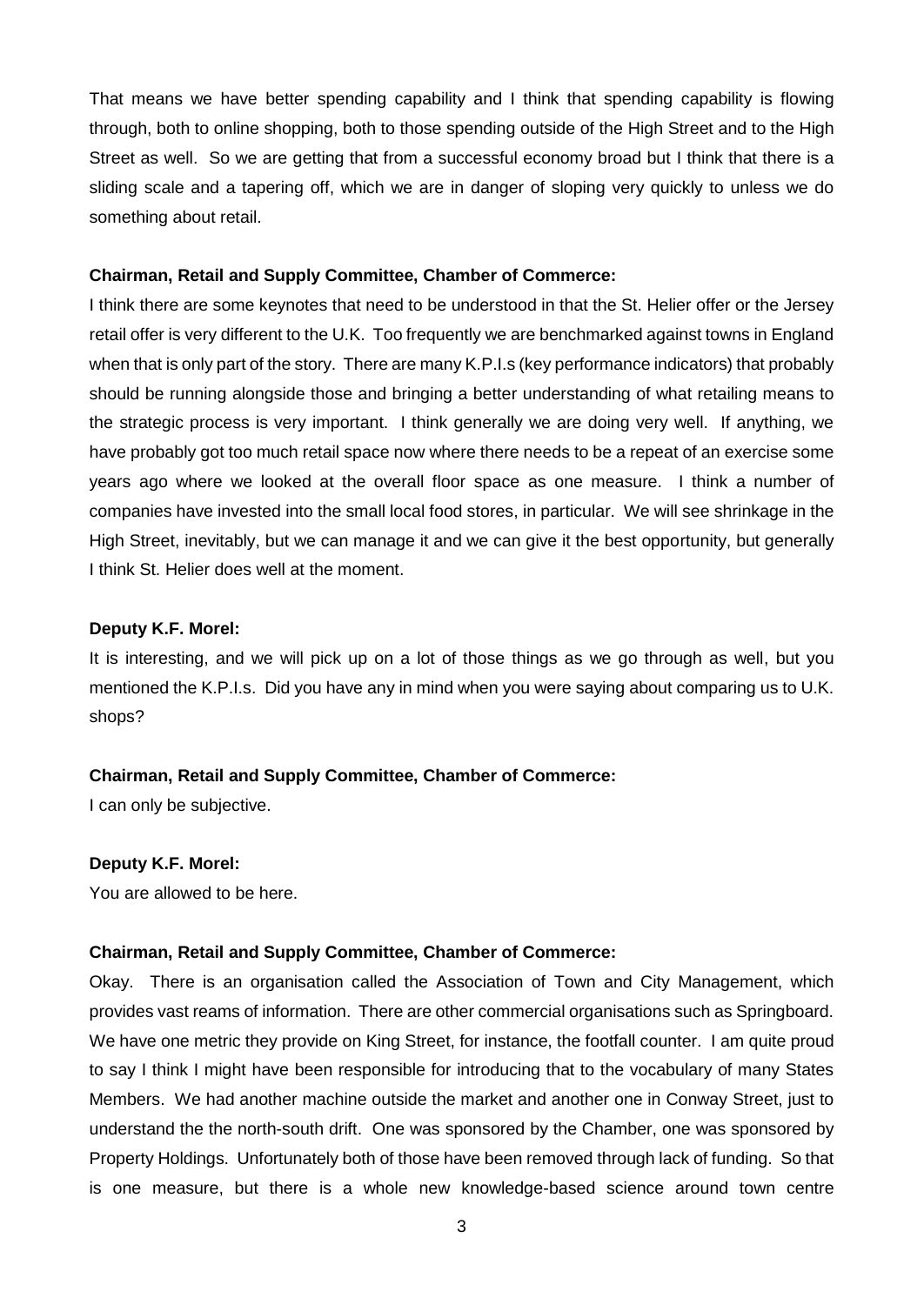That means we have better spending capability and I think that spending capability is flowing through, both to online shopping, both to those spending outside of the High Street and to the High Street as well. So we are getting that from a successful economy broad but I think that there is a sliding scale and a tapering off, which we are in danger of sloping very quickly to unless we do something about retail.

**Chairman, Retail and Supply Committee, Chamber of Commerce:**

I think there are some keynotes that need to be understood in that the St. Helier offer or the Jersey retail offer is very different to the U.K. Too frequently we are benchmarked against towns in England when that is only part of the story. There are many K.P.I.s (key performance indicators) that probably should be running alongside those and bringing a better understanding of what retailing means to the strategic process is very important. I think generally we are doing very well. If anything, we have probably got too much retail space now where there needs to be a repeat of an exercise some years ago where we looked at the overall floor space as one measure. I think a number of companies have invested into the small local food stores, in particular. We will see shrinkage in the High Street, inevitably, but we can manage it and we can give it the best opportunity, but generally I think St. Helier does well at the moment.

**Deputy K.F. Morel:**

It is interesting, and we will pick up on a lot of those things as we go through as well, but you mentioned the K.P.I.s. Did you have any in mind when you were saying about comparing us to U.K. shops?

**Chairman, Retail and Supply Committee, Chamber of Commerce:**

I can only be subjective.

**Deputy K.F. Morel:**

You are allowed to be here.

**Chairman, Retail and Supply Committee, Chamber of Commerce:**

Okay. There is an organisation called the Association of Town and City Management, which provides vast reams of information. There are other commercial organisations such as Springboard. We have one metric they provide on King Street, for instance, the footfall counter. I am quite proud to say I think I might have been responsible for introducing that to the vocabulary of many States Members. We had another machine outside the market and another one in Conway Street, just to understand the the north-south drift. One was sponsored by the Chamber, one was sponsored by Property Holdings. Unfortunately both of those have been removed through lack of funding. So that is one measure, but there is a whole new knowledge-based science around town centre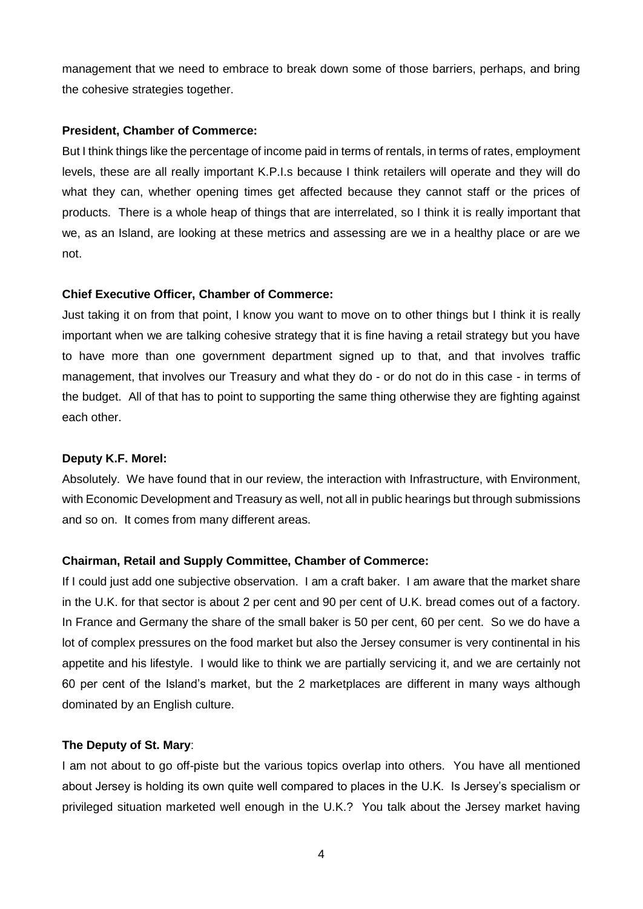management that we need to embrace to break down some of those barriers, perhaps, and bring the cohesive strategies together.

**President, Chamber of Commerce:**

But I think things like the percentage of income paid in terms of rentals, in terms of rates, employment levels, these are all really important K.P.I.s because I think retailers will operate and they will do what they can, whether opening times get affected because they cannot staff or the prices of products. There is a whole heap of things that are interrelated, so I think it is really important that we, as an Island, are looking at these metrics and assessing are we in a healthy place or are we not.

**Chief Executive Officer, Chamber of Commerce:**

Just taking it on from that point, I know you want to move on to other things but I think it is really important when we are talking cohesive strategy that it is fine having a retail strategy but you have to have more than one government department signed up to that, and that involves traffic management, that involves our Treasury and what they do - or do not do in this case - in terms of the budget. All of that has to point to supporting the same thing otherwise they are fighting against each other.

**Deputy K.F. Morel:**

Absolutely. We have found that in our review, the interaction with Infrastructure, with Environment, with Economic Development and Treasury as well, not all in public hearings but through submissions and so on. It comes from many different areas.

**Chairman, Retail and Supply Committee, Chamber of Commerce:**

If I could just add one subjective observation. I am a craft baker. I am aware that the market share in the U.K. for that sector is about 2 per cent and 90 per cent of U.K. bread comes out of a factory. In France and Germany the share of the small baker is 50 per cent, 60 per cent. So we do have a lot of complex pressures on the food market but also the Jersey consumer is very continental in his appetite and his lifestyle. I would like to think we are partially servicing it, and we are certainly not 60 per cent of the Island's market, but the 2 marketplaces are different in many ways although dominated by an English culture.

**The Deputy of St. Mary**:

I am not about to go off-piste but the various topics overlap into others. You have all mentioned about Jersey is holding its own quite well compared to places in the U.K. Is Jersey's specialism or privileged situation marketed well enough in the U.K.? You talk about the Jersey market having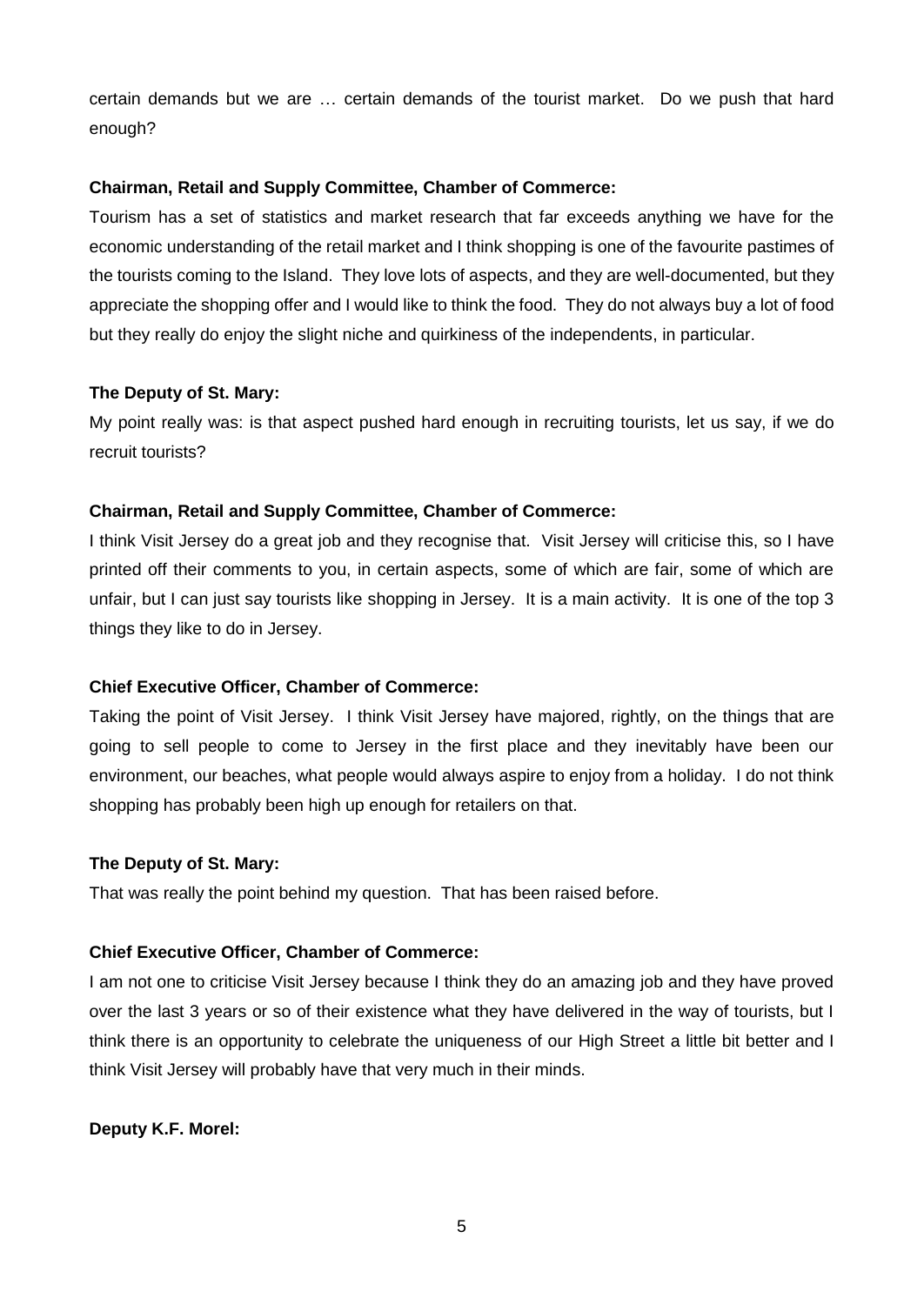certain demands but we are … certain demands of the tourist market. Do we push that hard enough?

**Chairman, Retail and Supply Committee, Chamber of Commerce:**

Tourism has a set of statistics and market research that far exceeds anything we have for the economic understanding of the retail market and I think shopping is one of the favourite pastimes of the tourists coming to the Island. They love lots of aspects, and they are well-documented, but they appreciate the shopping offer and I would like to think the food. They do not always buy a lot of food but they really do enjoy the slight niche and quirkiness of the independents, in particular.

**The Deputy of St. Mary:**

My point really was: is that aspect pushed hard enough in recruiting tourists, let us say, if we do recruit tourists?

**Chairman, Retail and Supply Committee, Chamber of Commerce:**

I think Visit Jersey do a great job and they recognise that. Visit Jersey will criticise this, so I have printed off their comments to you, in certain aspects, some of which are fair, some of which are unfair, but I can just say tourists like shopping in Jersey. It is a main activity. It is one of the top 3 things they like to do in Jersey.

**Chief Executive Officer, Chamber of Commerce:**

Taking the point of Visit Jersey. I think Visit Jersey have majored, rightly, on the things that are going to sell people to come to Jersey in the first place and they inevitably have been our environment, our beaches, what people would always aspire to enjoy from a holiday. I do not think shopping has probably been high up enough for retailers on that.

**The Deputy of St. Mary:**

That was really the point behind my question. That has been raised before.

**Chief Executive Officer, Chamber of Commerce:**

I am not one to criticise Visit Jersey because I think they do an amazing job and they have proved over the last 3 years or so of their existence what they have delivered in the way of tourists, but I think there is an opportunity to celebrate the uniqueness of our High Street a little bit better and I think Visit Jersey will probably have that very much in their minds.

**Deputy K.F. Morel:**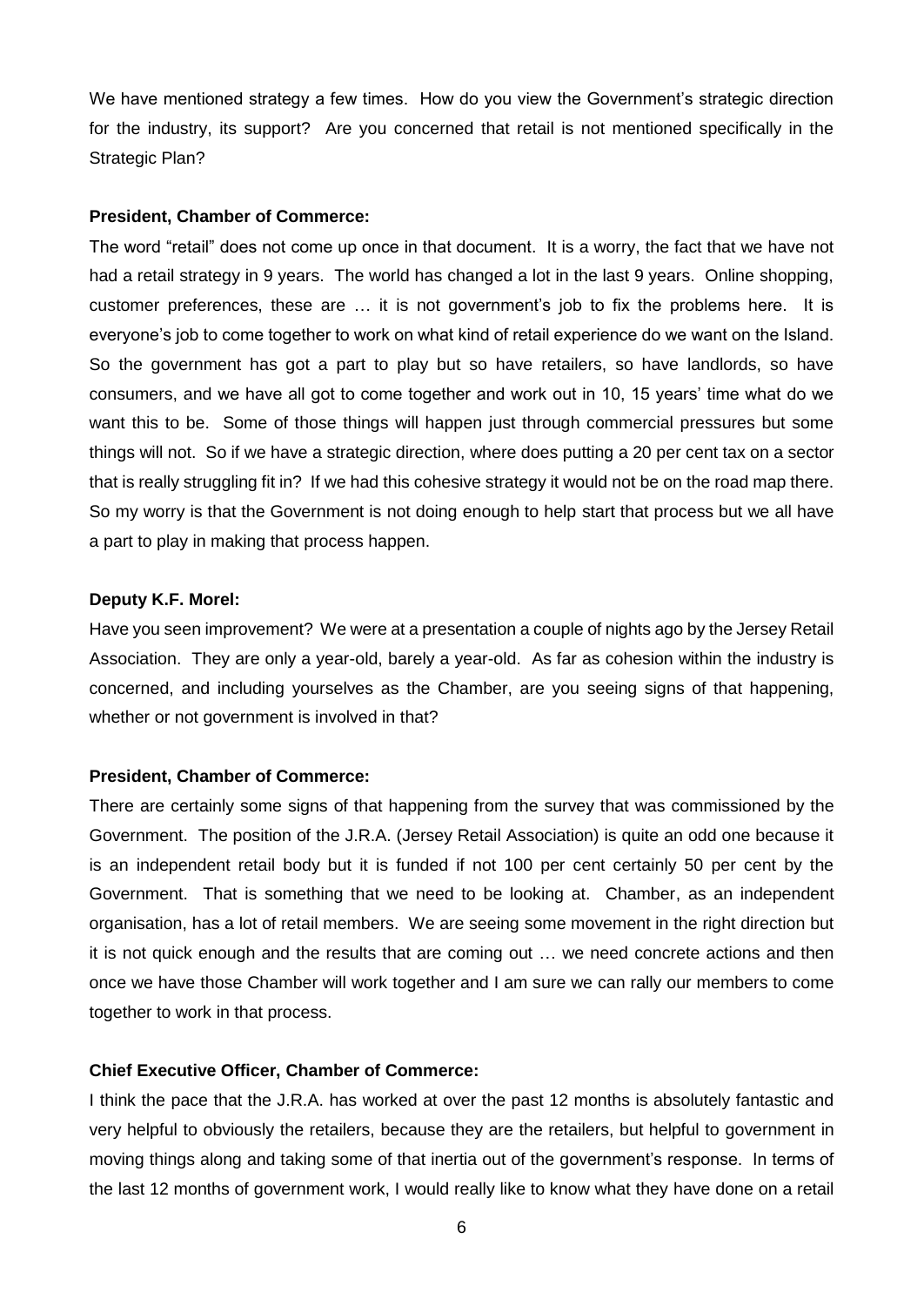We have mentioned strategy a few times. How do you view the Government's strategic direction for the industry, its support? Are you concerned that retail is not mentioned specifically in the Strategic Plan?

**President, Chamber of Commerce:**

The word "retail" does not come up once in that document. It is a worry, the fact that we have not had a retail strategy in 9 years. The world has changed a lot in the last 9 years. Online shopping, customer preferences, these are … it is not government's job to fix the problems here. It is everyone's job to come together to work on what kind of retail experience do we want on the Island. So the government has got a part to play but so have retailers, so have landlords, so have consumers, and we have all got to come together and work out in 10, 15 years' time what do we want this to be. Some of those things will happen just through commercial pressures but some things will not. So if we have a strategic direction, where does putting a 20 per cent tax on a sector that is really struggling fit in? If we had this cohesive strategy it would not be on the road map there. So my worry is that the Government is not doing enough to help start that process but we all have a part to play in making that process happen.

**Deputy K.F. Morel:**

Have you seen improvement? We were at a presentation a couple of nights ago by the Jersey Retail Association. They are only a year-old, barely a year-old. As far as cohesion within the industry is concerned, and including yourselves as the Chamber, are you seeing signs of that happening, whether or not government is involved in that?

**President, Chamber of Commerce:**

There are certainly some signs of that happening from the survey that was commissioned by the Government. The position of the J.R.A. (Jersey Retail Association) is quite an odd one because it is an independent retail body but it is funded if not 100 per cent certainly 50 per cent by the Government. That is something that we need to be looking at. Chamber, as an independent organisation, has a lot of retail members. We are seeing some movement in the right direction but it is not quick enough and the results that are coming out … we need concrete actions and then once we have those Chamber will work together and I am sure we can rally our members to come together to work in that process.

**Chief Executive Officer, Chamber of Commerce:**

I think the pace that the J.R.A. has worked at over the past 12 months is absolutely fantastic and very helpful to obviously the retailers, because they are the retailers, but helpful to government in moving things along and taking some of that inertia out of the government's response. In terms of the last 12 months of government work, I would really like to know what they have done on a retail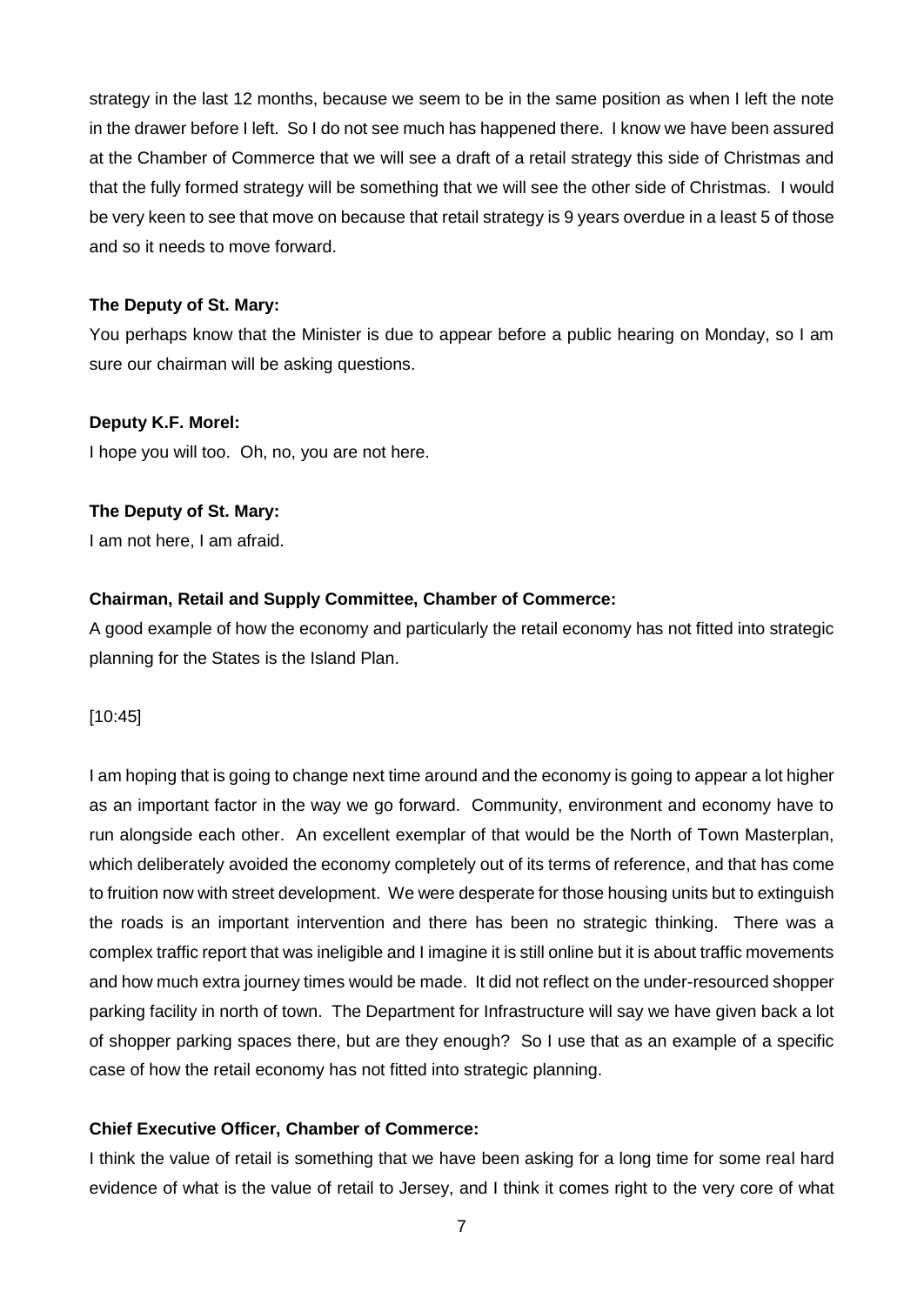strategy in the last 12 months, because we seem to be in the same position as when I left the note in the drawer before I left. So I do not see much has happened there. I know we have been assured at the Chamber of Commerce that we will see a draft of a retail strategy this side of Christmas and that the fully formed strategy will be something that we will see the other side of Christmas. I would be very keen to see that move on because that retail strategy is 9 years overdue in a least 5 of those and so it needs to move forward.

**The Deputy of St. Mary:**

You perhaps know that the Minister is due to appear before a public hearing on Monday, so I am sure our chairman will be asking questions.

**Deputy K.F. Morel:**

I hope you will too. Oh, no, you are not here.

**The Deputy of St. Mary:**

I am not here, I am afraid.

**Chairman, Retail and Supply Committee, Chamber of Commerce:**

A good example of how the economy and particularly the retail economy has not fitted into strategic planning for the States is the Island Plan.

[10:45]

I am hoping that is going to change next time around and the economy is going to appear a lot higher as an important factor in the way we go forward. Community, environment and economy have to run alongside each other. An excellent exemplar of that would be the North of Town Masterplan, which deliberately avoided the economy completely out of its terms of reference, and that has come to fruition now with street development. We were desperate for those housing units but to extinguish the roads is an important intervention and there has been no strategic thinking. There was a complex traffic report that was ineligible and I imagine it is still online but it is about traffic movements and how much extra journey times would be made. It did not reflect on the under-resourced shopper parking facility in north of town. The Department for Infrastructure will say we have given back a lot of shopper parking spaces there, but are they enough? So I use that as an example of a specific case of how the retail economy has not fitted into strategic planning.

**Chief Executive Officer, Chamber of Commerce:**

I think the value of retail is something that we have been asking for a long time for some real hard evidence of what is the value of retail to Jersey, and I think it comes right to the very core of what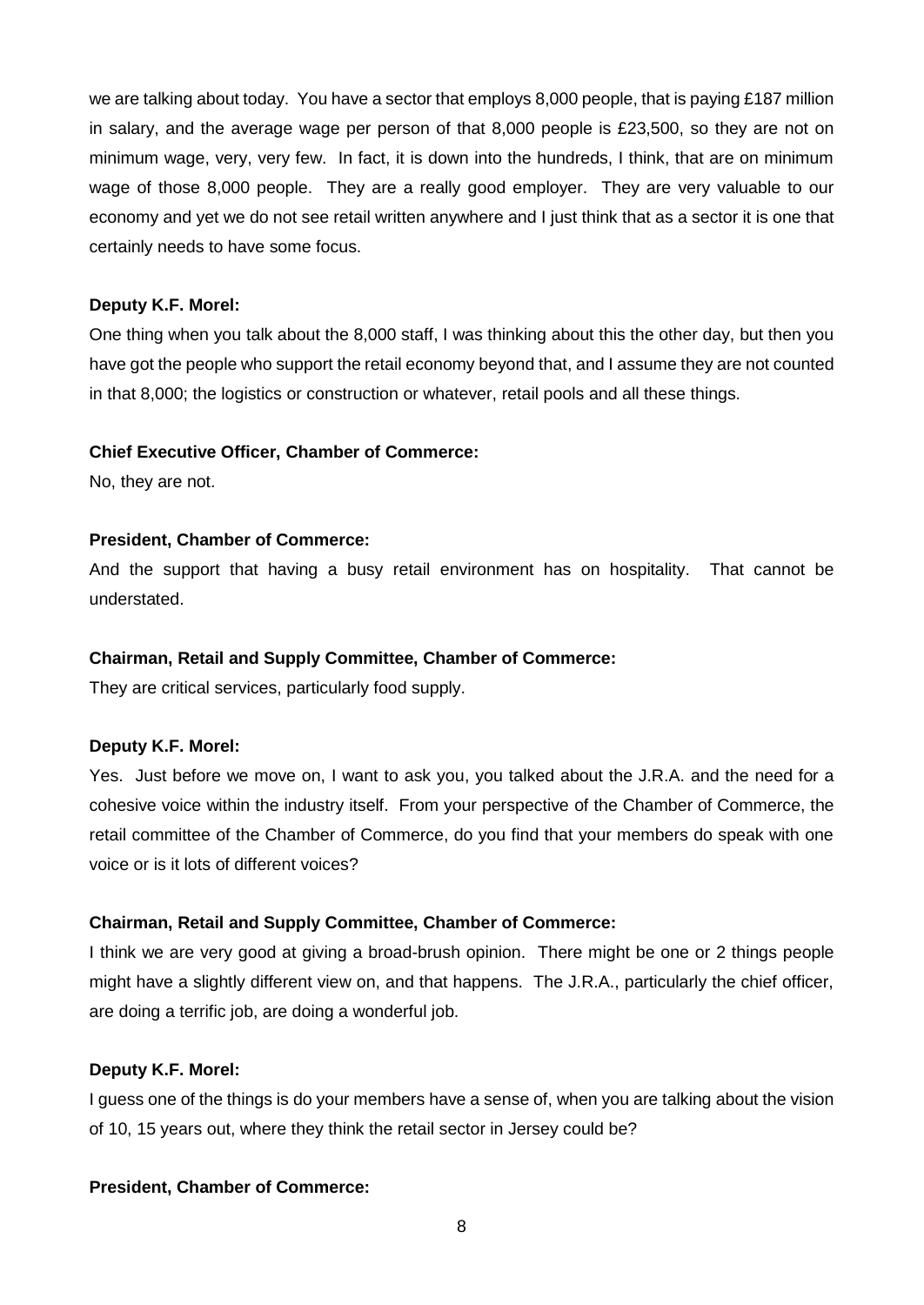we are talking about today. You have a sector that employs 8,000 people, that is paying £187 million in salary, and the average wage per person of that 8,000 people is £23,500, so they are not on minimum wage, very, very few. In fact, it is down into the hundreds, I think, that are on minimum wage of those 8,000 people. They are a really good employer. They are very valuable to our economy and yet we do not see retail written anywhere and I just think that as a sector it is one that certainly needs to have some focus.

**Deputy K.F. Morel:**

One thing when you talk about the 8,000 staff, I was thinking about this the other day, but then you have got the people who support the retail economy beyond that, and I assume they are not counted in that 8,000; the logistics or construction or whatever, retail pools and all these things.

**Chief Executive Officer, Chamber of Commerce:**

No, they are not.

**President, Chamber of Commerce:**

And the support that having a busy retail environment has on hospitality. That cannot be understated.

**Chairman, Retail and Supply Committee, Chamber of Commerce:**

They are critical services, particularly food supply.

**Deputy K.F. Morel:**

Yes. Just before we move on, I want to ask you, you talked about the J.R.A. and the need for a cohesive voice within the industry itself. From your perspective of the Chamber of Commerce, the retail committee of the Chamber of Commerce, do you find that your members do speak with one voice or is it lots of different voices?

**Chairman, Retail and Supply Committee, Chamber of Commerce:**

I think we are very good at giving a broad-brush opinion. There might be one or 2 things people might have a slightly different view on, and that happens. The J.R.A., particularly the chief officer, are doing a terrific job, are doing a wonderful job.

**Deputy K.F. Morel:**

I guess one of the things is do your members have a sense of, when you are talking about the vision of 10, 15 years out, where they think the retail sector in Jersey could be?

**President, Chamber of Commerce:**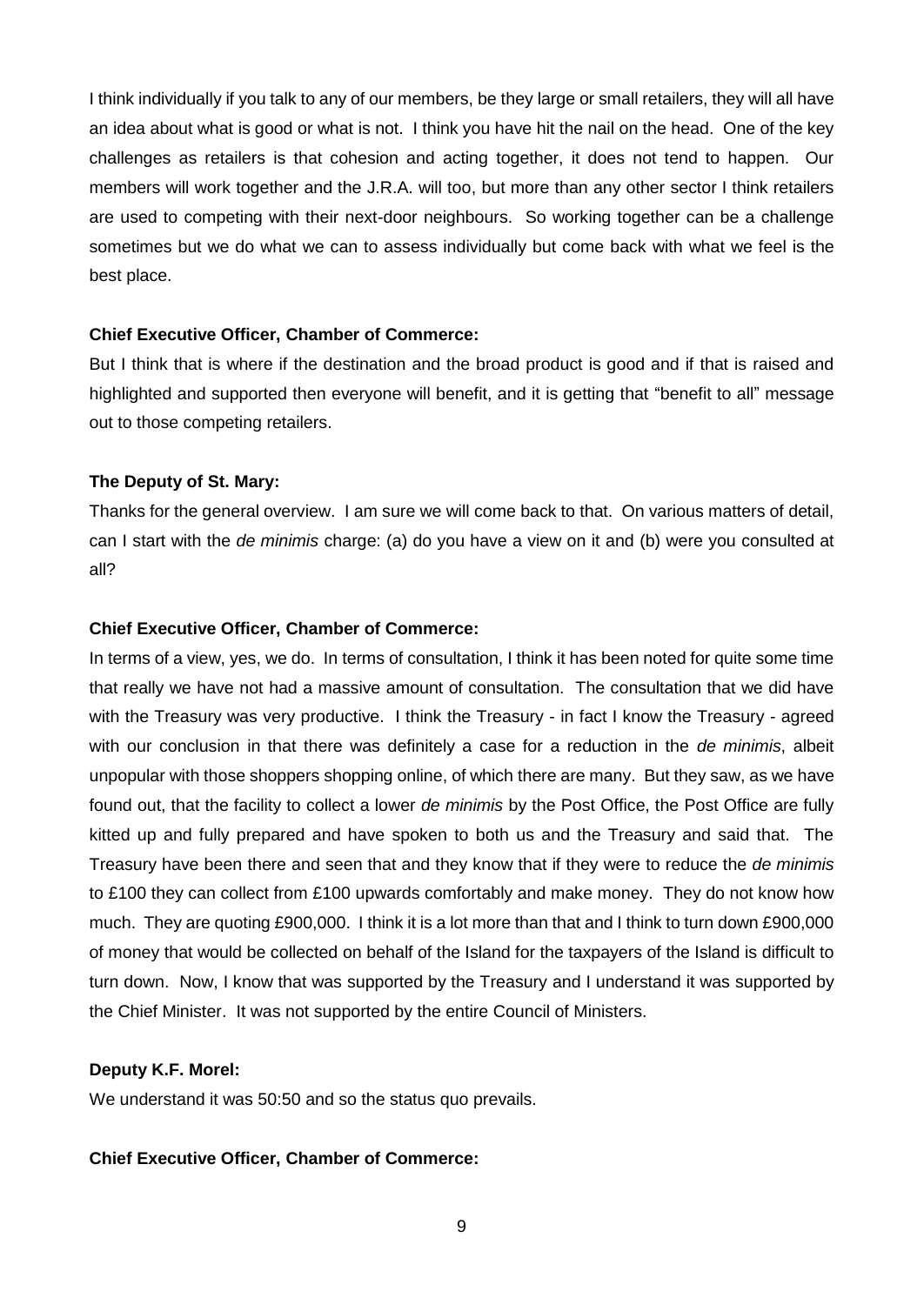I think individually if you talk to any of our members, be they large or small retailers, they will all have an idea about what is good or what is not. I think you have hit the nail on the head. One of the key challenges as retailers is that cohesion and acting together, it does not tend to happen. Our members will work together and the J.R.A. will too, but more than any other sector I think retailers are used to competing with their next-door neighbours. So working together can be a challenge sometimes but we do what we can to assess individually but come back with what we feel is the best place.

**Chief Executive Officer, Chamber of Commerce:**

But I think that is where if the destination and the broad product is good and if that is raised and highlighted and supported then everyone will benefit, and it is getting that "benefit to all" message out to those competing retailers.

**The Deputy of St. Mary:**

Thanks for the general overview. I am sure we will come back to that. On various matters of detail, can I start with the *de minimis* charge: (a) do you have a view on it and (b) were you consulted at all?

**Chief Executive Officer, Chamber of Commerce:**

In terms of a view, yes, we do. In terms of consultation, I think it has been noted for quite some time that really we have not had a massive amount of consultation. The consultation that we did have with the Treasury was very productive. I think the Treasury - in fact I know the Treasury - agreed with our conclusion in that there was definitely a case for a reduction in the *de minimis*, albeit unpopular with those shoppers shopping online, of which there are many. But they saw, as we have found out, that the facility to collect a lower *de minimis* by the Post Office, the Post Office are fully kitted up and fully prepared and have spoken to both us and the Treasury and said that. The Treasury have been there and seen that and they know that if they were to reduce the *de minimis* to £100 they can collect from £100 upwards comfortably and make money. They do not know how much. They are quoting £900,000. I think it is a lot more than that and I think to turn down £900,000 of money that would be collected on behalf of the Island for the taxpayers of the Island is difficult to turn down. Now, I know that was supported by the Treasury and I understand it was supported by the Chief Minister. It was not supported by the entire Council of Ministers.

**Deputy K.F. Morel:**

We understand it was 50:50 and so the status quo prevails.

**Chief Executive Officer, Chamber of Commerce:**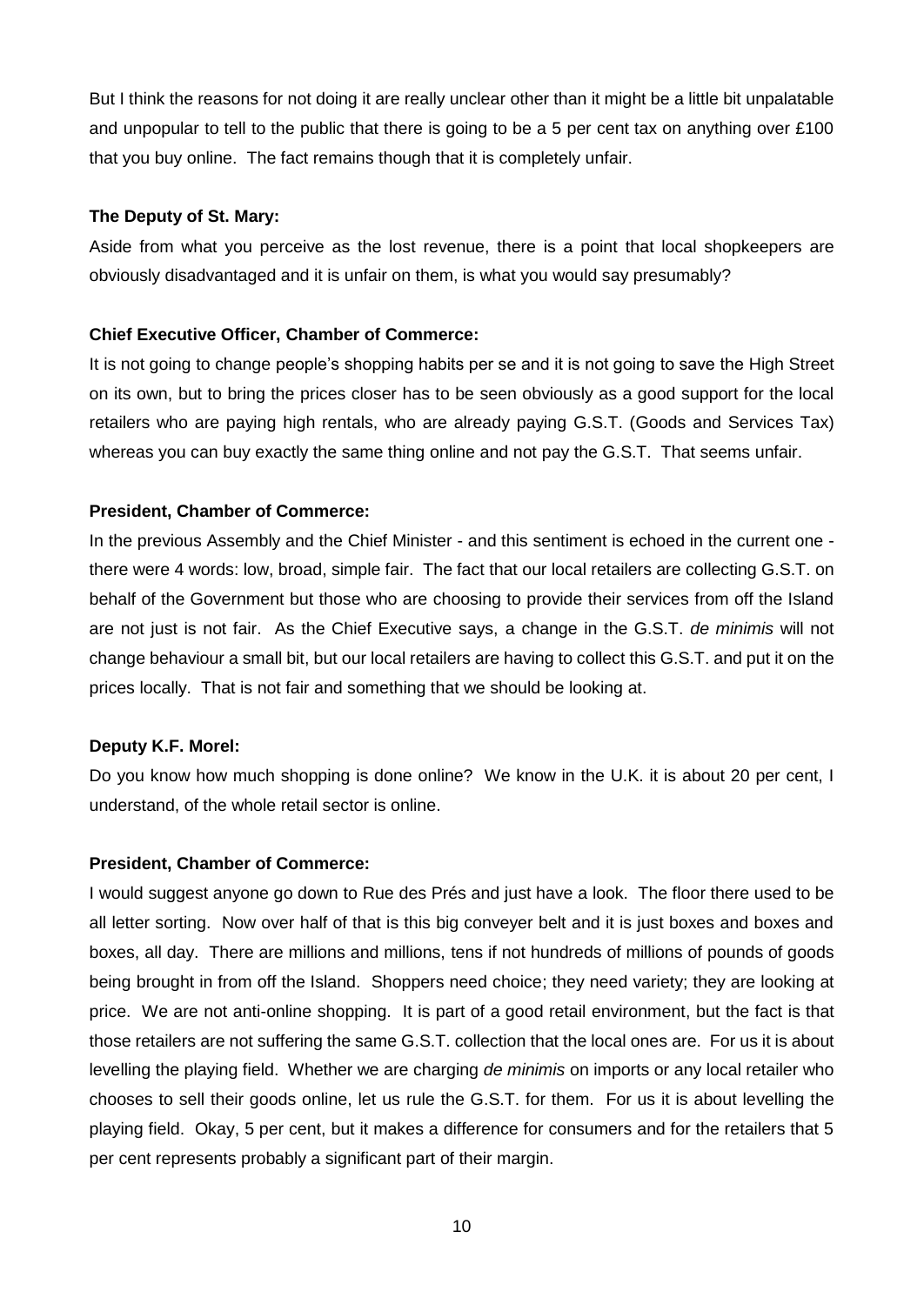But I think the reasons for not doing it are really unclear other than it might be a little bit unpalatable and unpopular to tell to the public that there is going to be a 5 per cent tax on anything over £100 that you buy online. The fact remains though that it is completely unfair.

**The Deputy of St. Mary:**

Aside from what you perceive as the lost revenue, there is a point that local shopkeepers are obviously disadvantaged and it is unfair on them, is what you would say presumably?

**Chief Executive Officer, Chamber of Commerce:**

It is not going to change people's shopping habits per se and it is not going to save the High Street on its own, but to bring the prices closer has to be seen obviously as a good support for the local retailers who are paying high rentals, who are already paying G.S.T. (Goods and Services Tax) whereas you can buy exactly the same thing online and not pay the G.S.T. That seems unfair.

**President, Chamber of Commerce:**

In the previous Assembly and the Chief Minister - and this sentiment is echoed in the current one - there were 4 words: low, broad, simple fair. The fact that our local retailers are collecting G.S.T. on behalf of the Government but those who are choosing to provide their services from off the Island are not just is not fair. As the Chief Executive says, a change in the G.S.T. *de minimis* will not change behaviour a small bit, but our local retailers are having to collect this G.S.T. and put it on the prices locally. That is not fair and something that we should be looking at.

**Deputy K.F. Morel:**

Do you know how much shopping is done online? We know in the U.K. it is about 20 per cent, I understand, of the whole retail sector is online.

**President, Chamber of Commerce:**

I would suggest anyone go down to Rue des Prés and just have a look. The floor there used to be all letter sorting. Now over half of that is this big conveyer belt and it is just boxes and boxes and boxes, all day. There are millions and millions, tens if not hundreds of millions of pounds of goods being brought in from off the Island. Shoppers need choice; they need variety; they are looking at price. We are not anti-online shopping. It is part of a good retail environment, but the fact is that those retailers are not suffering the same G.S.T. collection that the local ones are. For us it is about levelling the playing field. Whether we are charging *de minimis* on imports or any local retailer who chooses to sell their goods online, let us rule the G.S.T. for them. For us it is about levelling the playing field. Okay, 5 per cent, but it makes a difference for consumers and for the retailers that 5 per cent represents probably a significant part of their margin.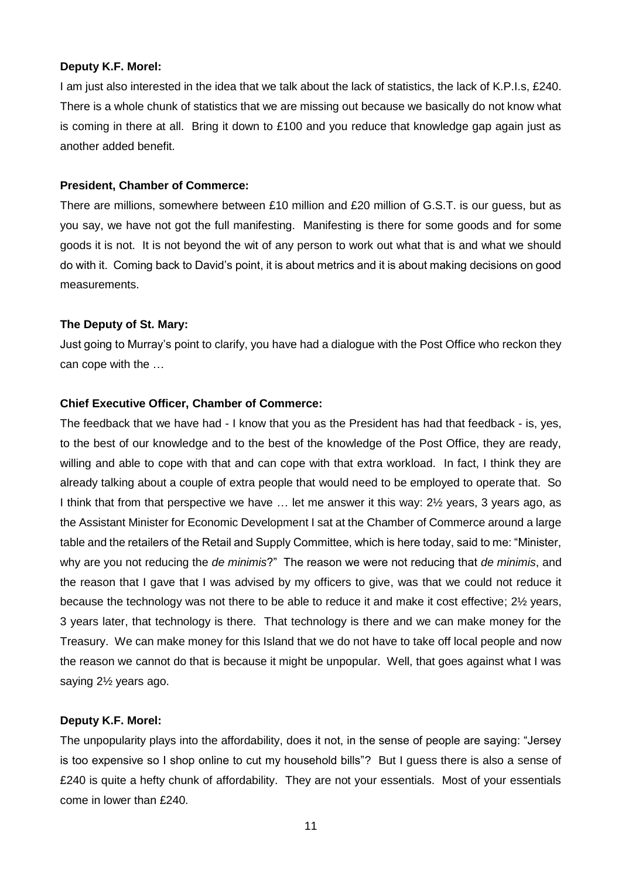**Deputy K.F. Morel:**

I am just also interested in the idea that we talk about the lack of statistics, the lack of K.P.I.s, £240. There is a whole chunk of statistics that we are missing out because we basically do not know what is coming in there at all. Bring it down to £100 and you reduce that knowledge gap again just as another added benefit.

**President, Chamber of Commerce:**

There are millions, somewhere between £10 million and £20 million of G.S.T. is our guess, but as you say, we have not got the full manifesting. Manifesting is there for some goods and for some goods it is not. It is not beyond the wit of any person to work out what that is and what we should do with it. Coming back to David's point, it is about metrics and it is about making decisions on good measurements.

**The Deputy of St. Mary:**

Just going to Murray's point to clarify, you have had a dialogue with the Post Office who reckon they can cope with the …

**Chief Executive Officer, Chamber of Commerce:**

The feedback that we have had - I know that you as the President has had that feedback - is, yes, to the best of our knowledge and to the best of the knowledge of the Post Office, they are ready, willing and able to cope with that and can cope with that extra workload. In fact, I think they are already talking about a couple of extra people that would need to be employed to operate that. So I think that from that perspective we have … let me answer it this way: 2½ years, 3 years ago, as the Assistant Minister for Economic Development I sat at the Chamber of Commerce around a large table and the retailers of the Retail and Supply Committee, which is here today, said to me: "Minister, why are you not reducing the *de minimis*?" The reason we were not reducing that *de minimis*, and the reason that I gave that I was advised by my officers to give, was that we could not reduce it because the technology was not there to be able to reduce it and make it cost effective; 2½ years, 3 years later, that technology is there. That technology is there and we can make money for the Treasury. We can make money for this Island that we do not have to take off local people and now the reason we cannot do that is because it might be unpopular. Well, that goes against what I was saying 2½ years ago.

**Deputy K.F. Morel:**

The unpopularity plays into the affordability, does it not, in the sense of people are saying: "Jersey is too expensive so I shop online to cut my household bills"? But I guess there is also a sense of £240 is quite a hefty chunk of affordability. They are not your essentials. Most of your essentials come in lower than £240.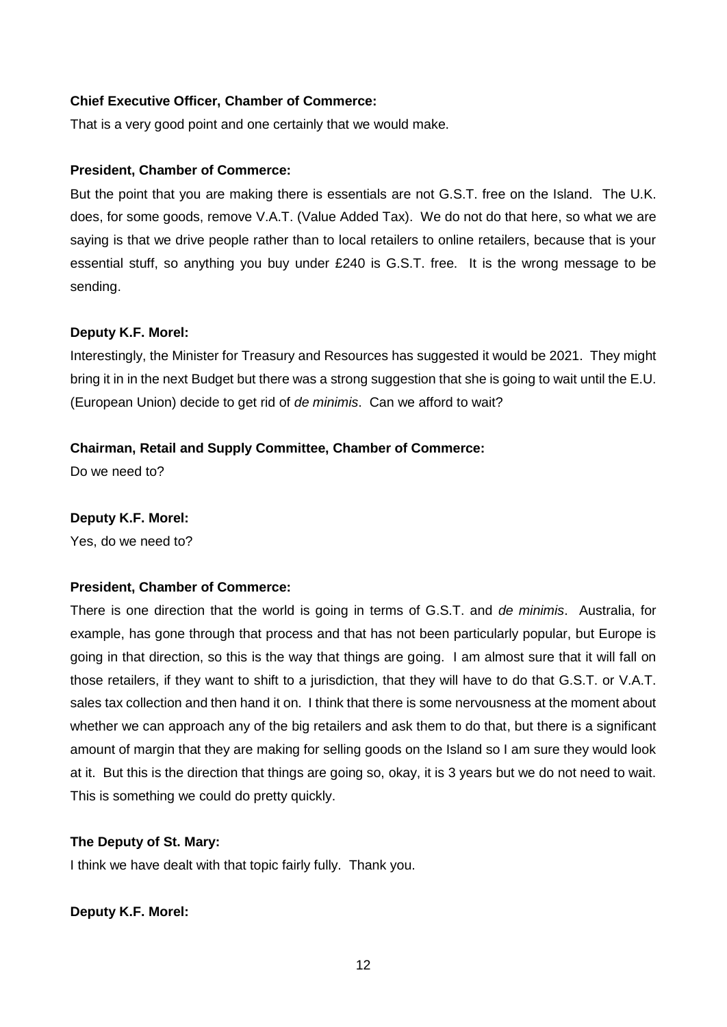**Chief Executive Officer, Chamber of Commerce:**

That is a very good point and one certainly that we would make.

**President, Chamber of Commerce:**

But the point that you are making there is essentials are not G.S.T. free on the Island. The U.K. does, for some goods, remove V.A.T. (Value Added Tax). We do not do that here, so what we are saying is that we drive people rather than to local retailers to online retailers, because that is your essential stuff, so anything you buy under £240 is G.S.T. free. It is the wrong message to be sending.

**Deputy K.F. Morel:**

Interestingly, the Minister for Treasury and Resources has suggested it would be 2021. They might bring it in in the next Budget but there was a strong suggestion that she is going to wait until the E.U. (European Union) decide to get rid of *de minimis*. Can we afford to wait?

**Chairman, Retail and Supply Committee, Chamber of Commerce:**

Do we need to?

**Deputy K.F. Morel:**

Yes, do we need to?

**President, Chamber of Commerce:**

There is one direction that the world is going in terms of G.S.T. and *de minimis*. Australia, for example, has gone through that process and that has not been particularly popular, but Europe is going in that direction, so this is the way that things are going. I am almost sure that it will fall on those retailers, if they want to shift to a jurisdiction, that they will have to do that G.S.T. or V.A.T. sales tax collection and then hand it on. I think that there is some nervousness at the moment about whether we can approach any of the big retailers and ask them to do that, but there is a significant amount of margin that they are making for selling goods on the Island so I am sure they would look at it. But this is the direction that things are going so, okay, it is 3 years but we do not need to wait. This is something we could do pretty quickly.

**The Deputy of St. Mary:**

I think we have dealt with that topic fairly fully. Thank you.

**Deputy K.F. Morel:**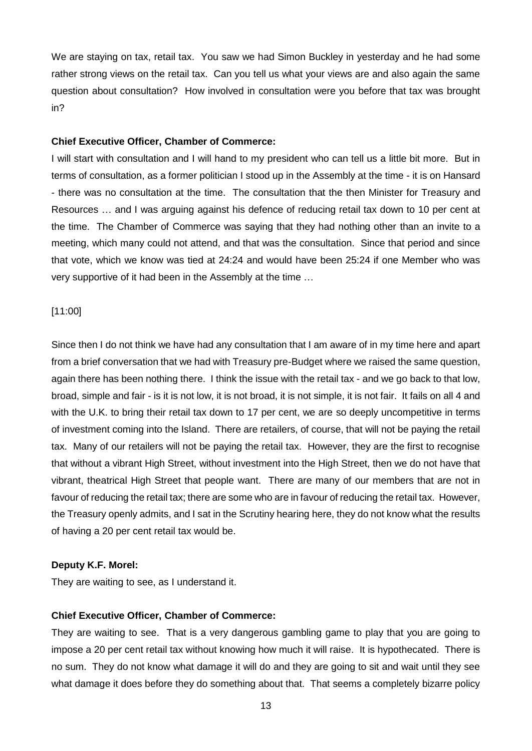We are staying on tax, retail tax. You saw we had Simon Buckley in yesterday and he had some rather strong views on the retail tax. Can you tell us what your views are and also again the same question about consultation? How involved in consultation were you before that tax was brought in?

**Chief Executive Officer, Chamber of Commerce:**

I will start with consultation and I will hand to my president who can tell us a little bit more. But in terms of consultation, as a former politician I stood up in the Assembly at the time - it is on Hansard - there was no consultation at the time. The consultation that the then Minister for Treasury and Resources … and I was arguing against his defence of reducing retail tax down to 10 per cent at the time. The Chamber of Commerce was saying that they had nothing other than an invite to a meeting, which many could not attend, and that was the consultation. Since that period and since that vote, which we know was tied at 24:24 and would have been 25:24 if one Member who was very supportive of it had been in the Assembly at the time …

[11:00]

Since then I do not think we have had any consultation that I am aware of in my time here and apart from a brief conversation that we had with Treasury pre-Budget where we raised the same question, again there has been nothing there. I think the issue with the retail tax - and we go back to that low, broad, simple and fair - is it is not low, it is not broad, it is not simple, it is not fair. It fails on all 4 and with the U.K. to bring their retail tax down to 17 per cent, we are so deeply uncompetitive in terms of investment coming into the Island. There are retailers, of course, that will not be paying the retail tax. Many of our retailers will not be paying the retail tax. However, they are the first to recognise that without a vibrant High Street, without investment into the High Street, then we do not have that vibrant, theatrical High Street that people want. There are many of our members that are not in favour of reducing the retail tax; there are some who are in favour of reducing the retail tax. However, the Treasury openly admits, and I sat in the Scrutiny hearing here, they do not know what the results of having a 20 per cent retail tax would be.

**Deputy K.F. Morel:**

They are waiting to see, as I understand it.

**Chief Executive Officer, Chamber of Commerce:**

They are waiting to see. That is a very dangerous gambling game to play that you are going to impose a 20 per cent retail tax without knowing how much it will raise. It is hypothecated. There is no sum. They do not know what damage it will do and they are going to sit and wait until they see what damage it does before they do something about that. That seems a completely bizarre policy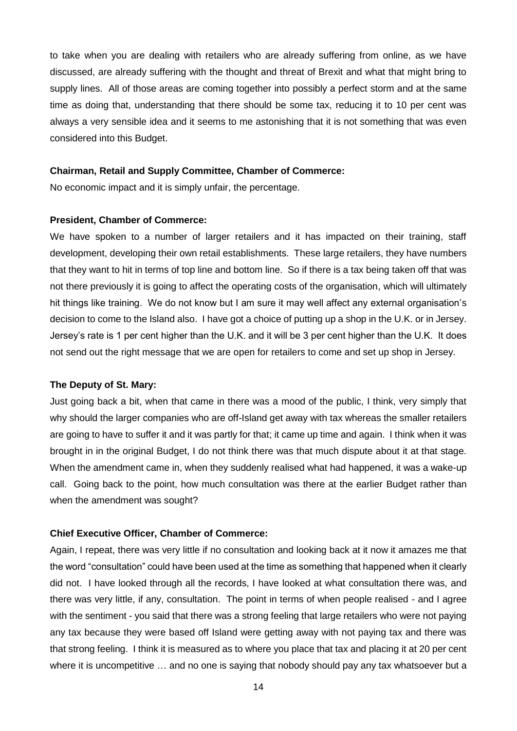to take when you are dealing with retailers who are already suffering from online, as we have discussed, are already suffering with the thought and threat of Brexit and what that might bring to supply lines. All of those areas are coming together into possibly a perfect storm and at the same time as doing that, understanding that there should be some tax, reducing it to 10 per cent was always a very sensible idea and it seems to me astonishing that it is not something that was even considered into this Budget.

**Chairman, Retail and Supply Committee, Chamber of Commerce:**

No economic impact and it is simply unfair, the percentage.

**President, Chamber of Commerce:**

We have spoken to a number of larger retailers and it has impacted on their training, staff development, developing their own retail establishments. These large retailers, they have numbers that they want to hit in terms of top line and bottom line. So if there is a tax being taken off that was not there previously it is going to affect the operating costs of the organisation, which will ultimately hit things like training. We do not know but I am sure it may well affect any external organisation's decision to come to the Island also. I have got a choice of putting up a shop in the U.K. or in Jersey. Jersey's rate is 1 per cent higher than the U.K. and it will be 3 per cent higher than the U.K. It does not send out the right message that we are open for retailers to come and set up shop in Jersey.

**The Deputy of St. Mary:**

Just going back a bit, when that came in there was a mood of the public, I think, very simply that why should the larger companies who are off-Island get away with tax whereas the smaller retailers are going to have to suffer it and it was partly for that; it came up time and again. I think when it was brought in in the original Budget, I do not think there was that much dispute about it at that stage. When the amendment came in, when they suddenly realised what had happened, it was a wake-up call. Going back to the point, how much consultation was there at the earlier Budget rather than when the amendment was sought?

**Chief Executive Officer, Chamber of Commerce:**

Again, I repeat, there was very little if no consultation and looking back at it now it amazes me that the word "consultation" could have been used at the time as something that happened when it clearly did not. I have looked through all the records, I have looked at what consultation there was, and there was very little, if any, consultation. The point in terms of when people realised - and I agree with the sentiment - you said that there was a strong feeling that large retailers who were not paying any tax because they were based off Island were getting away with not paying tax and there was that strong feeling. I think it is measured as to where you place that tax and placing it at 20 per cent where it is uncompetitive … and no one is saying that nobody should pay any tax whatsoever but a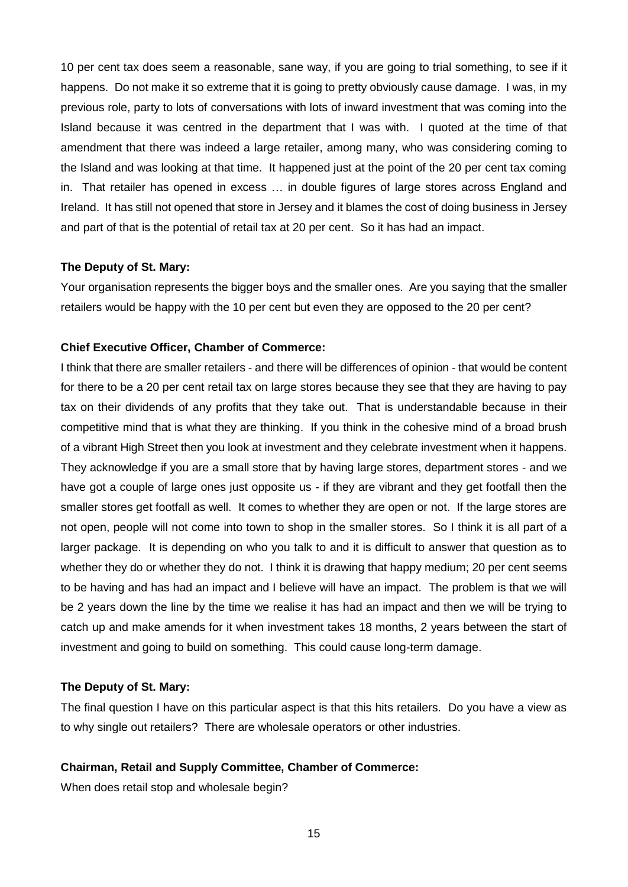10 per cent tax does seem a reasonable, sane way, if you are going to trial something, to see if it happens. Do not make it so extreme that it is going to pretty obviously cause damage. I was, in my previous role, party to lots of conversations with lots of inward investment that was coming into the Island because it was centred in the department that I was with. I quoted at the time of that amendment that there was indeed a large retailer, among many, who was considering coming to the Island and was looking at that time. It happened just at the point of the 20 per cent tax coming in. That retailer has opened in excess … in double figures of large stores across England and Ireland. It has still not opened that store in Jersey and it blames the cost of doing business in Jersey and part of that is the potential of retail tax at 20 per cent. So it has had an impact.

**The Deputy of St. Mary:**

Your organisation represents the bigger boys and the smaller ones. Are you saying that the smaller retailers would be happy with the 10 per cent but even they are opposed to the 20 per cent?

**Chief Executive Officer, Chamber of Commerce:**

I think that there are smaller retailers - and there will be differences of opinion - that would be content for there to be a 20 per cent retail tax on large stores because they see that they are having to pay tax on their dividends of any profits that they take out. That is understandable because in their competitive mind that is what they are thinking. If you think in the cohesive mind of a broad brush of a vibrant High Street then you look at investment and they celebrate investment when it happens. They acknowledge if you are a small store that by having large stores, department stores - and we have got a couple of large ones just opposite us - if they are vibrant and they get footfall then the smaller stores get footfall as well. It comes to whether they are open or not. If the large stores are not open, people will not come into town to shop in the smaller stores. So I think it is all part of a larger package. It is depending on who you talk to and it is difficult to answer that question as to whether they do or whether they do not. I think it is drawing that happy medium; 20 per cent seems to be having and has had an impact and I believe will have an impact. The problem is that we will be 2 years down the line by the time we realise it has had an impact and then we will be trying to catch up and make amends for it when investment takes 18 months, 2 years between the start of investment and going to build on something. This could cause long-term damage.

**The Deputy of St. Mary:**

The final question I have on this particular aspect is that this hits retailers. Do you have a view as to why single out retailers? There are wholesale operators or other industries.

**Chairman, Retail and Supply Committee, Chamber of Commerce:**

When does retail stop and wholesale begin?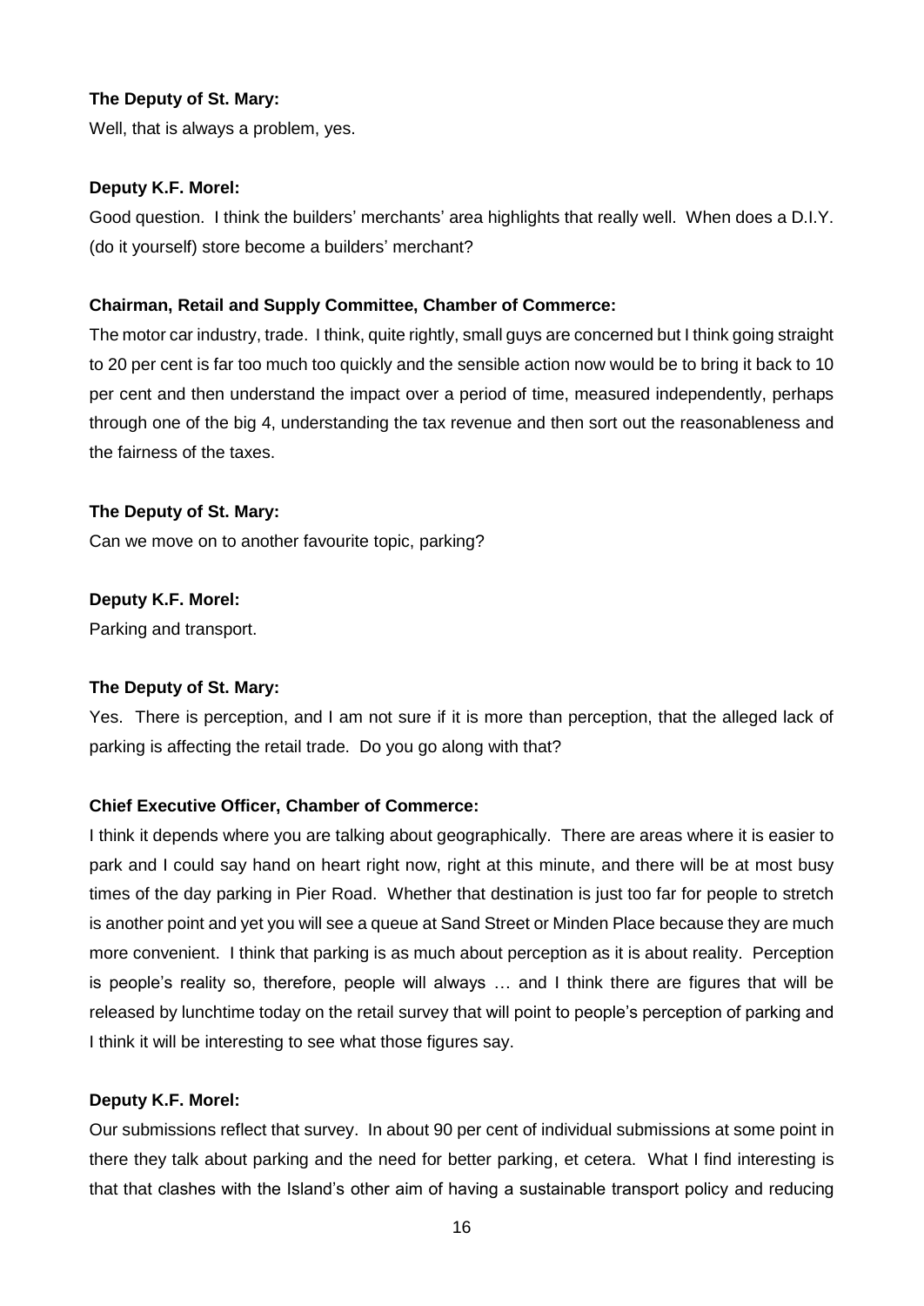**The Deputy of St. Mary:**

Well, that is always a problem, yes.

**Deputy K.F. Morel:**

Good question. I think the builders' merchants' area highlights that really well. When does a D.I.Y. (do it yourself) store become a builders' merchant?

**Chairman, Retail and Supply Committee, Chamber of Commerce:**

The motor car industry, trade. I think, quite rightly, small guys are concerned but I think going straight to 20 per cent is far too much too quickly and the sensible action now would be to bring it back to 10 per cent and then understand the impact over a period of time, measured independently, perhaps through one of the big 4, understanding the tax revenue and then sort out the reasonableness and the fairness of the taxes.

**The Deputy of St. Mary:**

Can we move on to another favourite topic, parking?

**Deputy K.F. Morel:**

Parking and transport.

**The Deputy of St. Mary:**

Yes. There is perception, and I am not sure if it is more than perception, that the alleged lack of parking is affecting the retail trade. Do you go along with that?

**Chief Executive Officer, Chamber of Commerce:**

I think it depends where you are talking about geographically. There are areas where it is easier to park and I could say hand on heart right now, right at this minute, and there will be at most busy times of the day parking in Pier Road. Whether that destination is just too far for people to stretch is another point and yet you will see a queue at Sand Street or Minden Place because they are much more convenient. I think that parking is as much about perception as it is about reality. Perception is people's reality so, therefore, people will always … and I think there are figures that will be released by lunchtime today on the retail survey that will point to people's perception of parking and I think it will be interesting to see what those figures say.

**Deputy K.F. Morel:**

Our submissions reflect that survey. In about 90 per cent of individual submissions at some point in there they talk about parking and the need for better parking, et cetera. What I find interesting is that that clashes with the Island's other aim of having a sustainable transport policy and reducing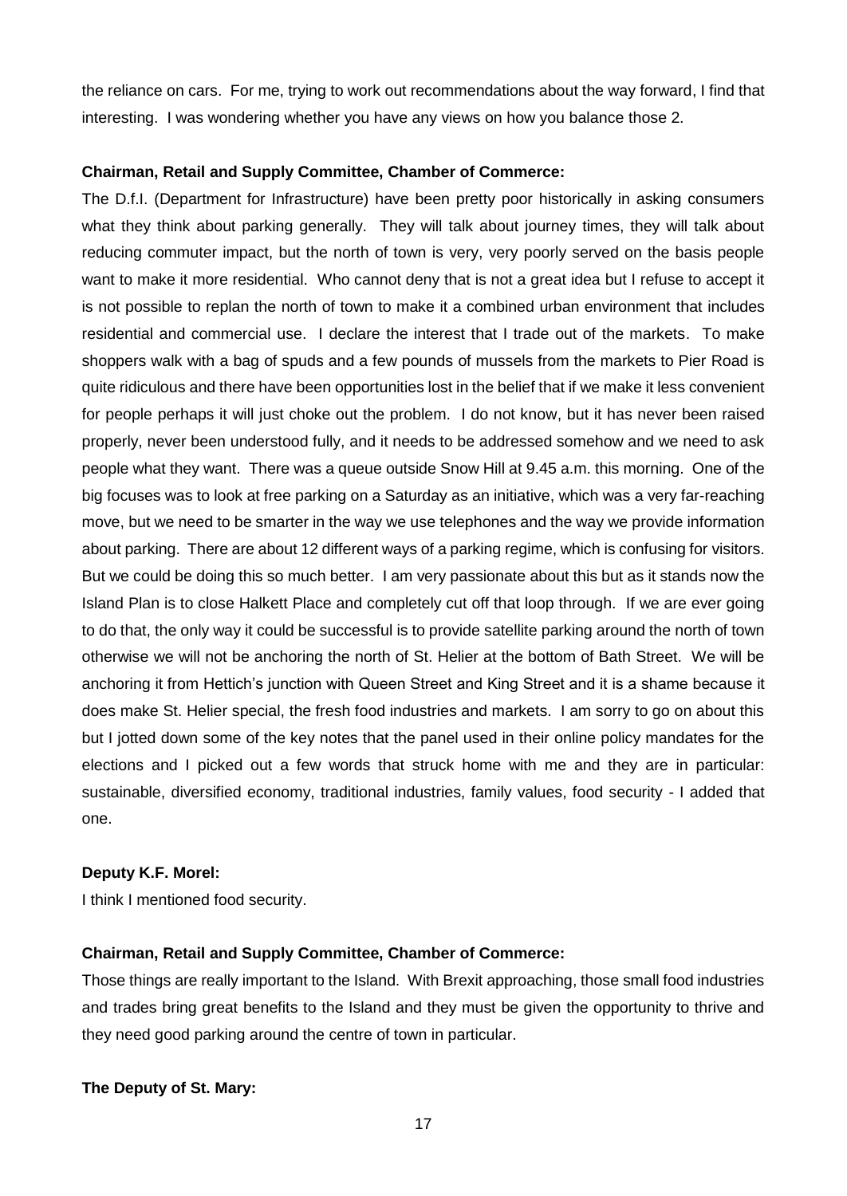the reliance on cars. For me, trying to work out recommendations about the way forward, I find that interesting. I was wondering whether you have any views on how you balance those 2.

**Chairman, Retail and Supply Committee, Chamber of Commerce:**

The D.f.I. (Department for Infrastructure) have been pretty poor historically in asking consumers what they think about parking generally. They will talk about journey times, they will talk about reducing commuter impact, but the north of town is very, very poorly served on the basis people want to make it more residential. Who cannot deny that is not a great idea but I refuse to accept it is not possible to replan the north of town to make it a combined urban environment that includes residential and commercial use. I declare the interest that I trade out of the markets. To make shoppers walk with a bag of spuds and a few pounds of mussels from the markets to Pier Road is quite ridiculous and there have been opportunities lost in the belief that if we make it less convenient for people perhaps it will just choke out the problem. I do not know, but it has never been raised properly, never been understood fully, and it needs to be addressed somehow and we need to ask people what they want. There was a queue outside Snow Hill at 9.45 a.m. this morning. One of the big focuses was to look at free parking on a Saturday as an initiative, which was a very far-reaching move, but we need to be smarter in the way we use telephones and the way we provide information about parking. There are about 12 different ways of a parking regime, which is confusing for visitors. But we could be doing this so much better. I am very passionate about this but as it stands now the Island Plan is to close Halkett Place and completely cut off that loop through. If we are ever going to do that, the only way it could be successful is to provide satellite parking around the north of town otherwise we will not be anchoring the north of St. Helier at the bottom of Bath Street. We will be anchoring it from Hettich's junction with Queen Street and King Street and it is a shame because it does make St. Helier special, the fresh food industries and markets. I am sorry to go on about this but I jotted down some of the key notes that the panel used in their online policy mandates for the elections and I picked out a few words that struck home with me and they are in particular: sustainable, diversified economy, traditional industries, family values, food security - I added that one.

**Deputy K.F. Morel:**

I think I mentioned food security.

**Chairman, Retail and Supply Committee, Chamber of Commerce:**

Those things are really important to the Island. With Brexit approaching, those small food industries and trades bring great benefits to the Island and they must be given the opportunity to thrive and they need good parking around the centre of town in particular.

**The Deputy of St. Mary:**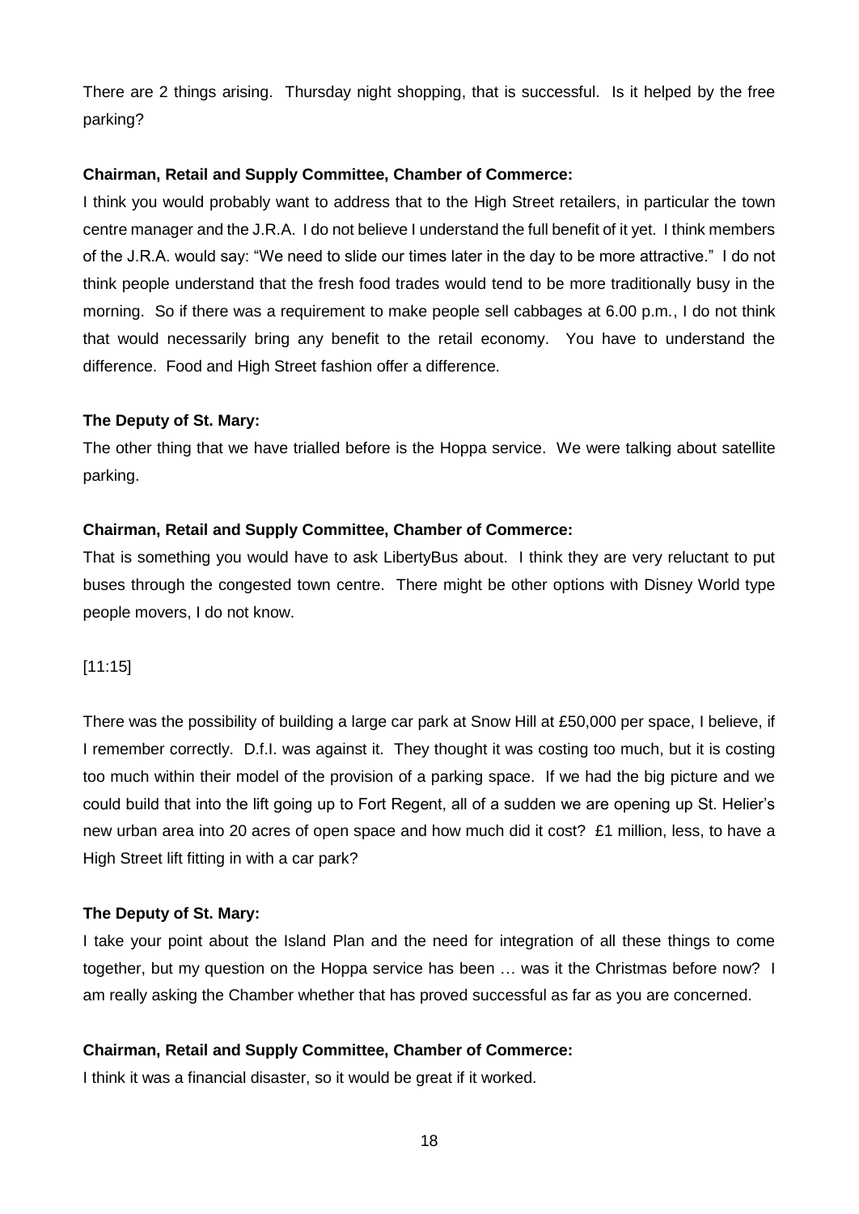There are 2 things arising. Thursday night shopping, that is successful. Is it helped by the free parking?

**Chairman, Retail and Supply Committee, Chamber of Commerce:**

I think you would probably want to address that to the High Street retailers, in particular the town centre manager and the J.R.A. I do not believe I understand the full benefit of it yet. I think members of the J.R.A. would say: "We need to slide our times later in the day to be more attractive." I do not think people understand that the fresh food trades would tend to be more traditionally busy in the morning. So if there was a requirement to make people sell cabbages at 6.00 p.m., I do not think that would necessarily bring any benefit to the retail economy. You have to understand the difference. Food and High Street fashion offer a difference.

**The Deputy of St. Mary:**

The other thing that we have trialled before is the Hoppa service. We were talking about satellite parking.

**Chairman, Retail and Supply Committee, Chamber of Commerce:**

That is something you would have to ask LibertyBus about. I think they are very reluctant to put buses through the congested town centre. There might be other options with Disney World type people movers, I do not know.

[11:15]

There was the possibility of building a large car park at Snow Hill at £50,000 per space, I believe, if I remember correctly. D.f.I. was against it. They thought it was costing too much, but it is costing too much within their model of the provision of a parking space. If we had the big picture and we could build that into the lift going up to Fort Regent, all of a sudden we are opening up St. Helier's new urban area into 20 acres of open space and how much did it cost? £1 million, less, to have a High Street lift fitting in with a car park?

**The Deputy of St. Mary:**

I take your point about the Island Plan and the need for integration of all these things to come together, but my question on the Hoppa service has been … was it the Christmas before now? I am really asking the Chamber whether that has proved successful as far as you are concerned.

**Chairman, Retail and Supply Committee, Chamber of Commerce:**

I think it was a financial disaster, so it would be great if it worked.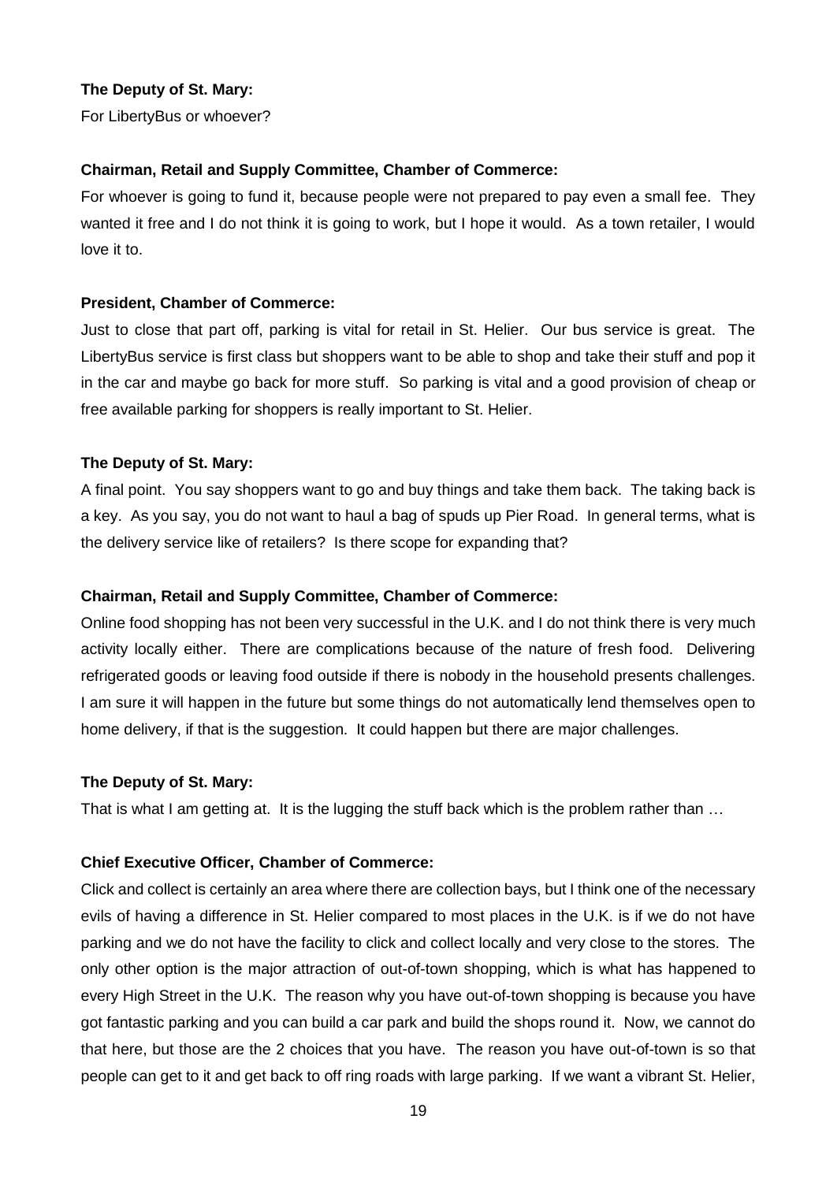**The Deputy of St. Mary:**

For LibertyBus or whoever?

**Chairman, Retail and Supply Committee, Chamber of Commerce:**

For whoever is going to fund it, because people were not prepared to pay even a small fee. They wanted it free and I do not think it is going to work, but I hope it would. As a town retailer, I would love it to.

**President, Chamber of Commerce:**

Just to close that part off, parking is vital for retail in St. Helier. Our bus service is great. The LibertyBus service is first class but shoppers want to be able to shop and take their stuff and pop it in the car and maybe go back for more stuff. So parking is vital and a good provision of cheap or free available parking for shoppers is really important to St. Helier.

**The Deputy of St. Mary:**

A final point. You say shoppers want to go and buy things and take them back. The taking back is a key. As you say, you do not want to haul a bag of spuds up Pier Road. In general terms, what is the delivery service like of retailers? Is there scope for expanding that?

**Chairman, Retail and Supply Committee, Chamber of Commerce:**

Online food shopping has not been very successful in the U.K. and I do not think there is very much activity locally either. There are complications because of the nature of fresh food. Delivering refrigerated goods or leaving food outside if there is nobody in the household presents challenges. I am sure it will happen in the future but some things do not automatically lend themselves open to home delivery, if that is the suggestion. It could happen but there are major challenges.

**The Deputy of St. Mary:**

That is what I am getting at. It is the lugging the stuff back which is the problem rather than …

**Chief Executive Officer, Chamber of Commerce:**

Click and collect is certainly an area where there are collection bays, but I think one of the necessary evils of having a difference in St. Helier compared to most places in the U.K. is if we do not have parking and we do not have the facility to click and collect locally and very close to the stores. The only other option is the major attraction of out-of-town shopping, which is what has happened to every High Street in the U.K. The reason why you have out-of-town shopping is because you have got fantastic parking and you can build a car park and build the shops round it. Now, we cannot do that here, but those are the 2 choices that you have. The reason you have out-of-town is so that people can get to it and get back to off ring roads with large parking. If we want a vibrant St. Helier,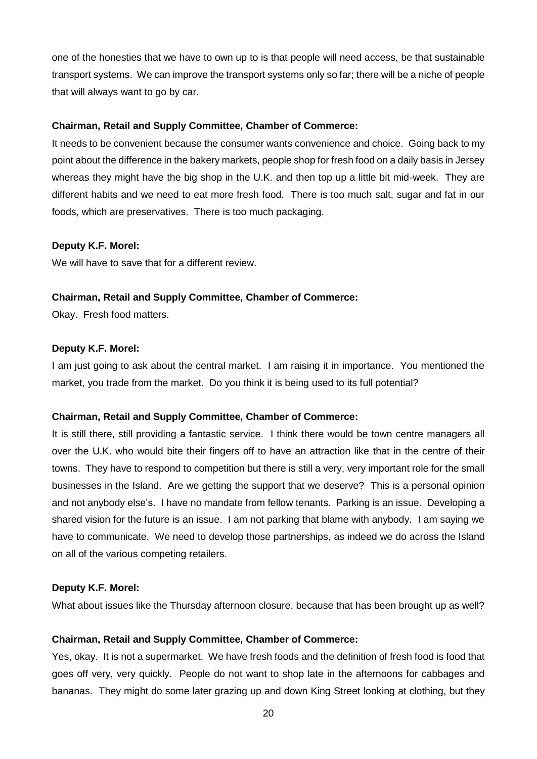one of the honesties that we have to own up to is that people will need access, be that sustainable transport systems. We can improve the transport systems only so far; there will be a niche of people that will always want to go by car.

**Chairman, Retail and Supply Committee, Chamber of Commerce:**

It needs to be convenient because the consumer wants convenience and choice. Going back to my point about the difference in the bakery markets, people shop for fresh food on a daily basis in Jersey whereas they might have the big shop in the U.K. and then top up a little bit mid-week. They are different habits and we need to eat more fresh food. There is too much salt, sugar and fat in our foods, which are preservatives. There is too much packaging.

**Deputy K.F. Morel:**

We will have to save that for a different review.

**Chairman, Retail and Supply Committee, Chamber of Commerce:**

Okay. Fresh food matters.

**Deputy K.F. Morel:**

I am just going to ask about the central market. I am raising it in importance. You mentioned the market, you trade from the market. Do you think it is being used to its full potential?

**Chairman, Retail and Supply Committee, Chamber of Commerce:**

It is still there, still providing a fantastic service. I think there would be town centre managers all over the U.K. who would bite their fingers off to have an attraction like that in the centre of their towns. They have to respond to competition but there is still a very, very important role for the small businesses in the Island. Are we getting the support that we deserve? This is a personal opinion and not anybody else's. I have no mandate from fellow tenants. Parking is an issue. Developing a shared vision for the future is an issue. I am not parking that blame with anybody. I am saying we have to communicate. We need to develop those partnerships, as indeed we do across the Island on all of the various competing retailers.

**Deputy K.F. Morel:**

What about issues like the Thursday afternoon closure, because that has been brought up as well?

**Chairman, Retail and Supply Committee, Chamber of Commerce:**

Yes, okay. It is not a supermarket. We have fresh foods and the definition of fresh food is food that goes off very, very quickly. People do not want to shop late in the afternoons for cabbages and bananas. They might do some later grazing up and down King Street looking at clothing, but they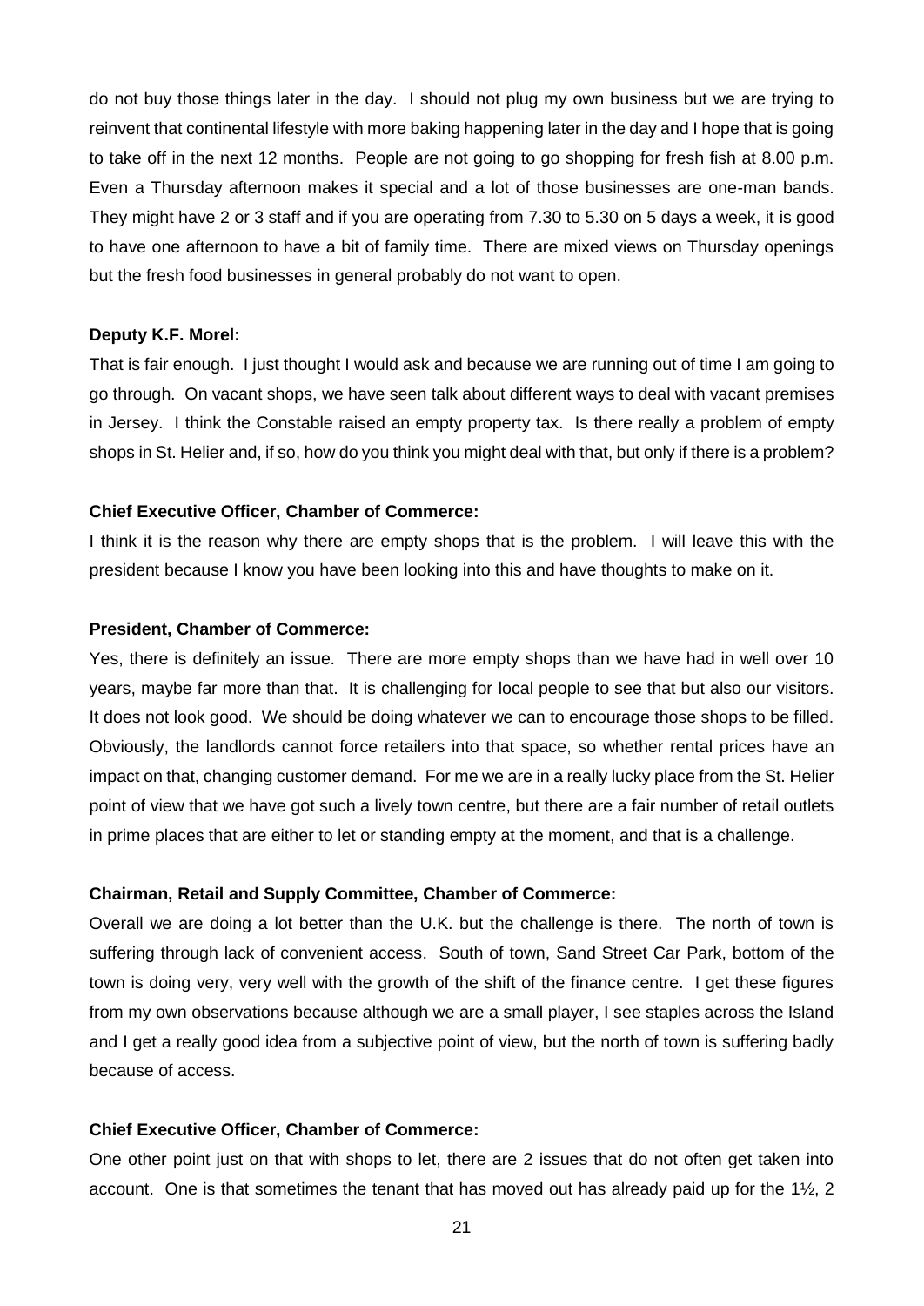do not buy those things later in the day. I should not plug my own business but we are trying to reinvent that continental lifestyle with more baking happening later in the day and I hope that is going to take off in the next 12 months. People are not going to go shopping for fresh fish at 8.00 p.m. Even a Thursday afternoon makes it special and a lot of those businesses are one-man bands. They might have 2 or 3 staff and if you are operating from 7.30 to 5.30 on 5 days a week, it is good to have one afternoon to have a bit of family time. There are mixed views on Thursday openings but the fresh food businesses in general probably do not want to open.

**Deputy K.F. Morel:**

That is fair enough. I just thought I would ask and because we are running out of time I am going to go through. On vacant shops, we have seen talk about different ways to deal with vacant premises in Jersey. I think the Constable raised an empty property tax. Is there really a problem of empty shops in St. Helier and, if so, how do you think you might deal with that, but only if there is a problem?

**Chief Executive Officer, Chamber of Commerce:**

I think it is the reason why there are empty shops that is the problem. I will leave this with the president because I know you have been looking into this and have thoughts to make on it.

**President, Chamber of Commerce:**

Yes, there is definitely an issue. There are more empty shops than we have had in well over 10 years, maybe far more than that. It is challenging for local people to see that but also our visitors. It does not look good. We should be doing whatever we can to encourage those shops to be filled. Obviously, the landlords cannot force retailers into that space, so whether rental prices have an impact on that, changing customer demand. For me we are in a really lucky place from the St. Helier point of view that we have got such a lively town centre, but there are a fair number of retail outlets in prime places that are either to let or standing empty at the moment, and that is a challenge.

**Chairman, Retail and Supply Committee, Chamber of Commerce:**

Overall we are doing a lot better than the U.K. but the challenge is there. The north of town is suffering through lack of convenient access. South of town, Sand Street Car Park, bottom of the town is doing very, very well with the growth of the shift of the finance centre. I get these figures from my own observations because although we are a small player, I see staples across the Island and I get a really good idea from a subjective point of view, but the north of town is suffering badly because of access.

**Chief Executive Officer, Chamber of Commerce:**

One other point just on that with shops to let, there are 2 issues that do not often get taken into account. One is that sometimes the tenant that has moved out has already paid up for the 1½, 2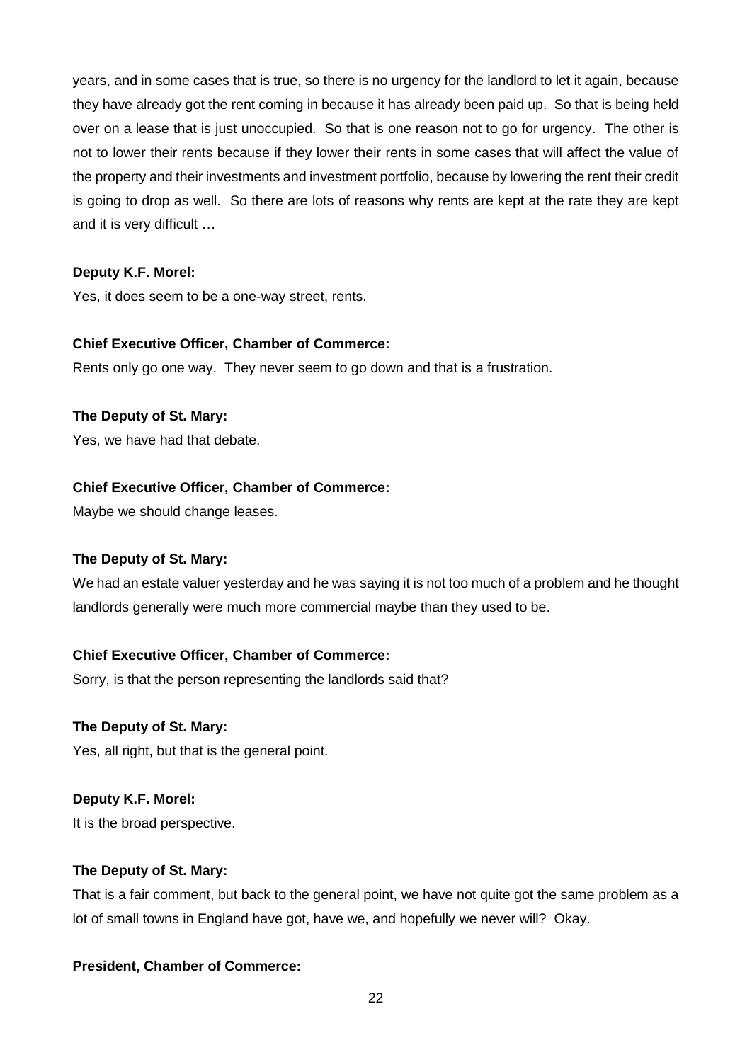years, and in some cases that is true, so there is no urgency for the landlord to let it again, because they have already got the rent coming in because it has already been paid up. So that is being held over on a lease that is just unoccupied. So that is one reason not to go for urgency. The other is not to lower their rents because if they lower their rents in some cases that will affect the value of the property and their investments and investment portfolio, because by lowering the rent their credit is going to drop as well. So there are lots of reasons why rents are kept at the rate they are kept and it is very difficult …

**Deputy K.F. Morel:**

Yes, it does seem to be a one-way street, rents.

**Chief Executive Officer, Chamber of Commerce:**

Rents only go one way. They never seem to go down and that is a frustration.

**The Deputy of St. Mary:**

Yes, we have had that debate.

**Chief Executive Officer, Chamber of Commerce:**

Maybe we should change leases.

**The Deputy of St. Mary:**

We had an estate valuer yesterday and he was saying it is not too much of a problem and he thought landlords generally were much more commercial maybe than they used to be.

**Chief Executive Officer, Chamber of Commerce:**

Sorry, is that the person representing the landlords said that?

**The Deputy of St. Mary:**

Yes, all right, but that is the general point.

**Deputy K.F. Morel:**

It is the broad perspective.

**The Deputy of St. Mary:**

That is a fair comment, but back to the general point, we have not quite got the same problem as a lot of small towns in England have got, have we, and hopefully we never will? Okay.

**President, Chamber of Commerce:**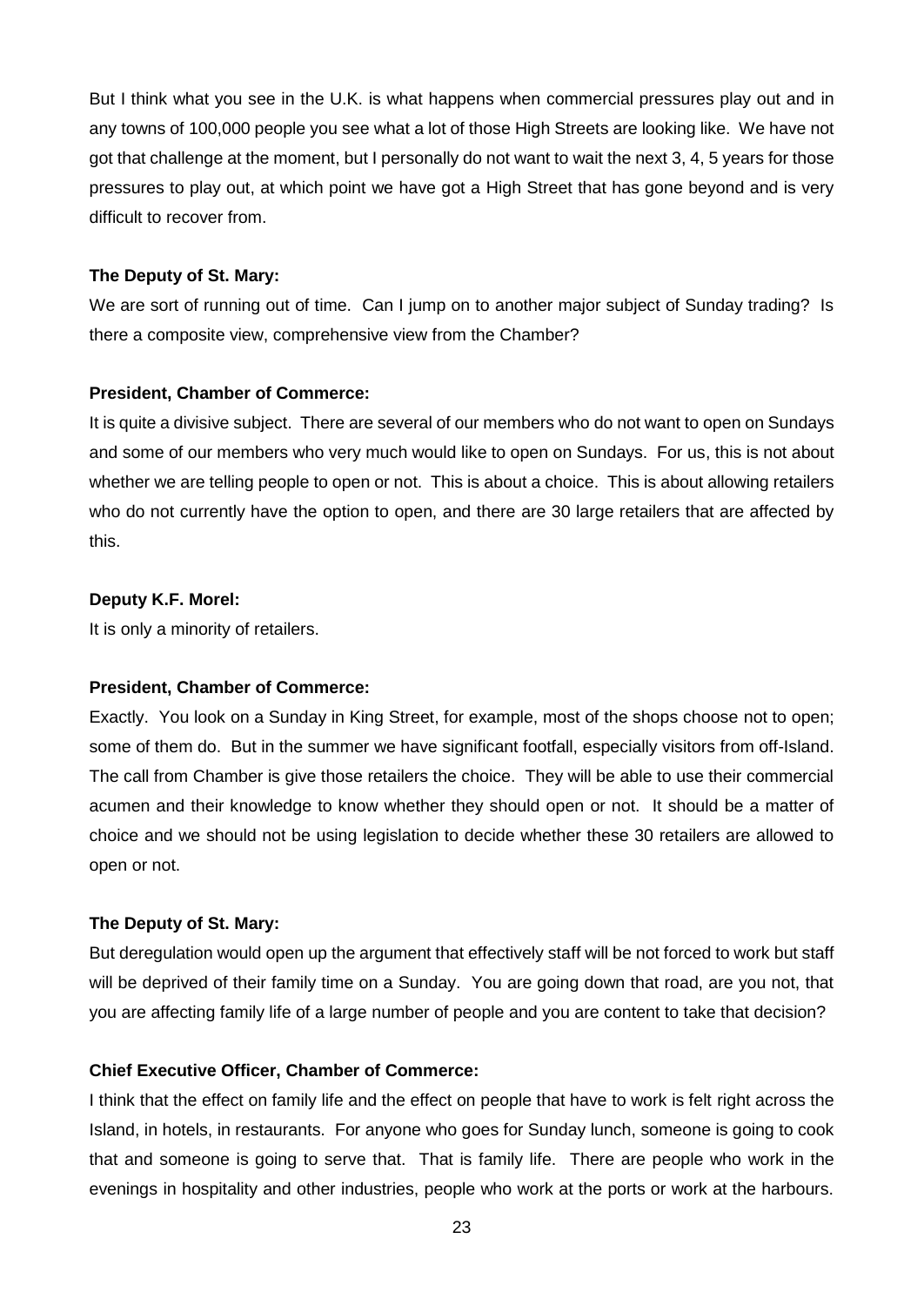But I think what you see in the U.K. is what happens when commercial pressures play out and in any towns of 100,000 people you see what a lot of those High Streets are looking like. We have not got that challenge at the moment, but I personally do not want to wait the next 3, 4, 5 years for those pressures to play out, at which point we have got a High Street that has gone beyond and is very difficult to recover from.

**The Deputy of St. Mary:**

We are sort of running out of time. Can I jump on to another major subject of Sunday trading? Is there a composite view, comprehensive view from the Chamber?

**President, Chamber of Commerce:**

It is quite a divisive subject. There are several of our members who do not want to open on Sundays and some of our members who very much would like to open on Sundays. For us, this is not about whether we are telling people to open or not. This is about a choice. This is about allowing retailers who do not currently have the option to open, and there are 30 large retailers that are affected by this.

**Deputy K.F. Morel:**

It is only a minority of retailers.

**President, Chamber of Commerce:**

Exactly. You look on a Sunday in King Street, for example, most of the shops choose not to open; some of them do. But in the summer we have significant footfall, especially visitors from off-Island. The call from Chamber is give those retailers the choice. They will be able to use their commercial acumen and their knowledge to know whether they should open or not. It should be a matter of choice and we should not be using legislation to decide whether these 30 retailers are allowed to open or not.

**The Deputy of St. Mary:**

But deregulation would open up the argument that effectively staff will be not forced to work but staff will be deprived of their family time on a Sunday. You are going down that road, are you not, that you are affecting family life of a large number of people and you are content to take that decision?

**Chief Executive Officer, Chamber of Commerce:**

I think that the effect on family life and the effect on people that have to work is felt right across the Island, in hotels, in restaurants. For anyone who goes for Sunday lunch, someone is going to cook that and someone is going to serve that. That is family life. There are people who work in the evenings in hospitality and other industries, people who work at the ports or work at the harbours.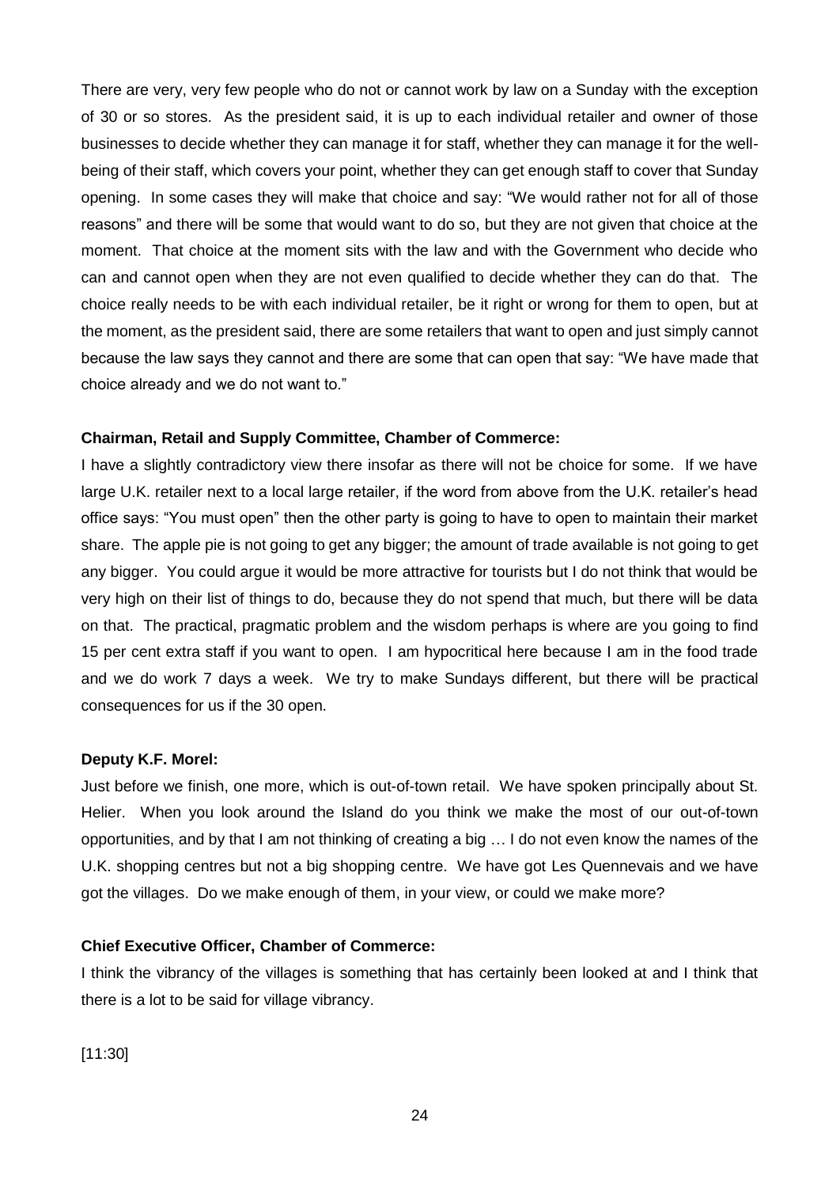There are very, very few people who do not or cannot work by law on a Sunday with the exception of 30 or so stores. As the president said, it is up to each individual retailer and owner of those businesses to decide whether they can manage it for staff, whether they can manage it for the well-being of their staff, which covers your point, whether they can get enough staff to cover that Sunday opening. In some cases they will make that choice and say: "We would rather not for all of those reasons" and there will be some that would want to do so, but they are not given that choice at the moment. That choice at the moment sits with the law and with the Government who decide who can and cannot open when they are not even qualified to decide whether they can do that. The choice really needs to be with each individual retailer, be it right or wrong for them to open, but at the moment, as the president said, there are some retailers that want to open and just simply cannot because the law says they cannot and there are some that can open that say: "We have made that choice already and we do not want to."

**Chairman, Retail and Supply Committee, Chamber of Commerce:**

I have a slightly contradictory view there insofar as there will not be choice for some. If we have large U.K. retailer next to a local large retailer, if the word from above from the U.K. retailer's head office says: "You must open" then the other party is going to have to open to maintain their market share. The apple pie is not going to get any bigger; the amount of trade available is not going to get any bigger. You could argue it would be more attractive for tourists but I do not think that would be very high on their list of things to do, because they do not spend that much, but there will be data on that. The practical, pragmatic problem and the wisdom perhaps is where are you going to find 15 per cent extra staff if you want to open. I am hypocritical here because I am in the food trade and we do work 7 days a week. We try to make Sundays different, but there will be practical consequences for us if the 30 open.

**Deputy K.F. Morel:**

Just before we finish, one more, which is out-of-town retail. We have spoken principally about St. Helier. When you look around the Island do you think we make the most of our out-of-town opportunities, and by that I am not thinking of creating a big … I do not even know the names of the U.K. shopping centres but not a big shopping centre. We have got Les Quennevais and we have got the villages. Do we make enough of them, in your view, or could we make more?

**Chief Executive Officer, Chamber of Commerce:**

I think the vibrancy of the villages is something that has certainly been looked at and I think that there is a lot to be said for village vibrancy.

[11:30]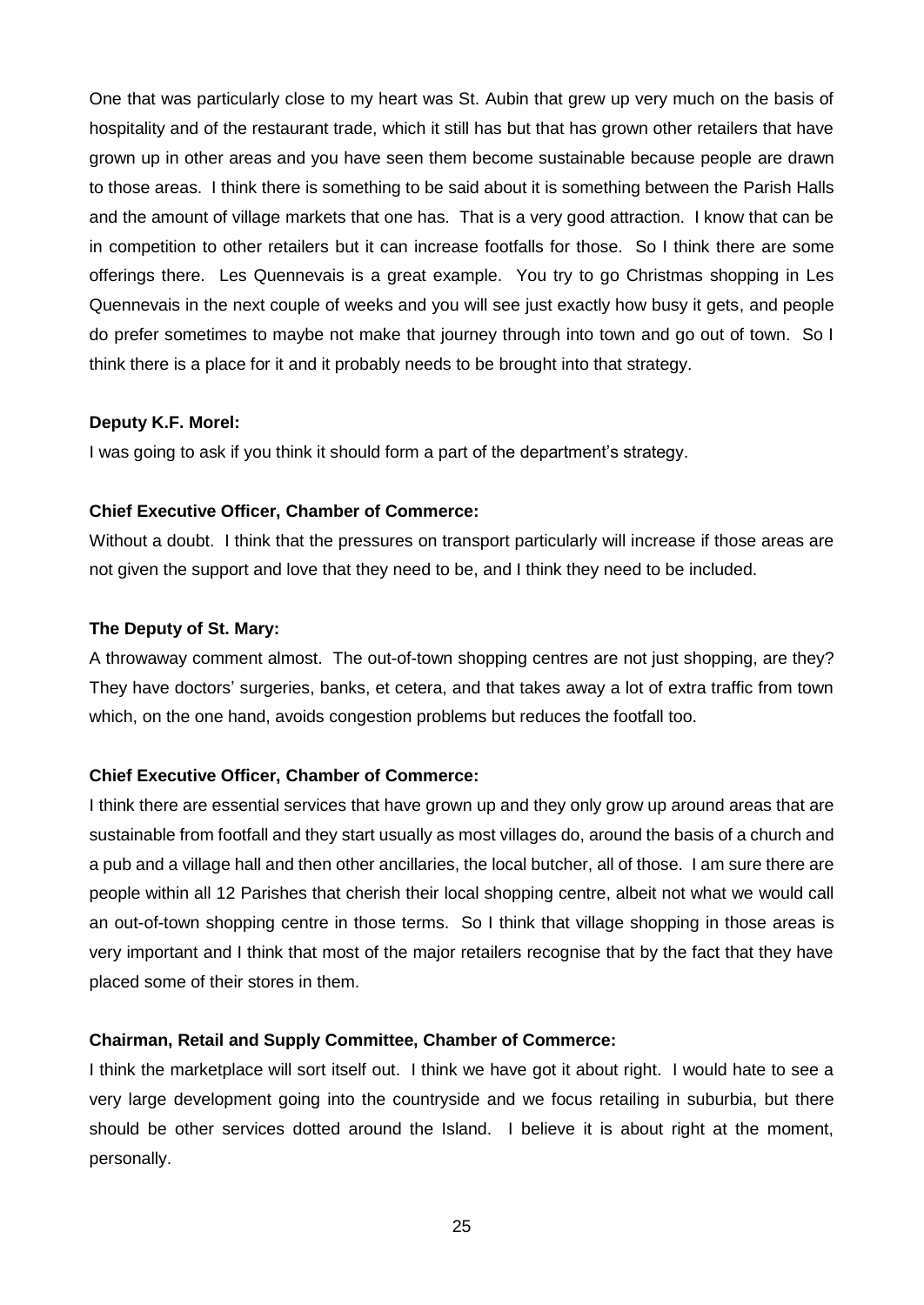One that was particularly close to my heart was St. Aubin that grew up very much on the basis of hospitality and of the restaurant trade, which it still has but that has grown other retailers that have grown up in other areas and you have seen them become sustainable because people are drawn to those areas. I think there is something to be said about it is something between the Parish Halls and the amount of village markets that one has. That is a very good attraction. I know that can be in competition to other retailers but it can increase footfalls for those. So I think there are some offerings there. Les Quennevais is a great example. You try to go Christmas shopping in Les Quennevais in the next couple of weeks and you will see just exactly how busy it gets, and people do prefer sometimes to maybe not make that journey through into town and go out of town. So I think there is a place for it and it probably needs to be brought into that strategy.

**Deputy K.F. Morel:**

I was going to ask if you think it should form a part of the department's strategy.

**Chief Executive Officer, Chamber of Commerce:**

Without a doubt. I think that the pressures on transport particularly will increase if those areas are not given the support and love that they need to be, and I think they need to be included.

**The Deputy of St. Mary:**

A throwaway comment almost. The out-of-town shopping centres are not just shopping, are they? They have doctors' surgeries, banks, et cetera, and that takes away a lot of extra traffic from town which, on the one hand, avoids congestion problems but reduces the footfall too.

**Chief Executive Officer, Chamber of Commerce:**

I think there are essential services that have grown up and they only grow up around areas that are sustainable from footfall and they start usually as most villages do, around the basis of a church and a pub and a village hall and then other ancillaries, the local butcher, all of those. I am sure there are people within all 12 Parishes that cherish their local shopping centre, albeit not what we would call an out-of-town shopping centre in those terms. So I think that village shopping in those areas is very important and I think that most of the major retailers recognise that by the fact that they have placed some of their stores in them.

**Chairman, Retail and Supply Committee, Chamber of Commerce:**

I think the marketplace will sort itself out. I think we have got it about right. I would hate to see a very large development going into the countryside and we focus retailing in suburbia, but there should be other services dotted around the Island. I believe it is about right at the moment, personally.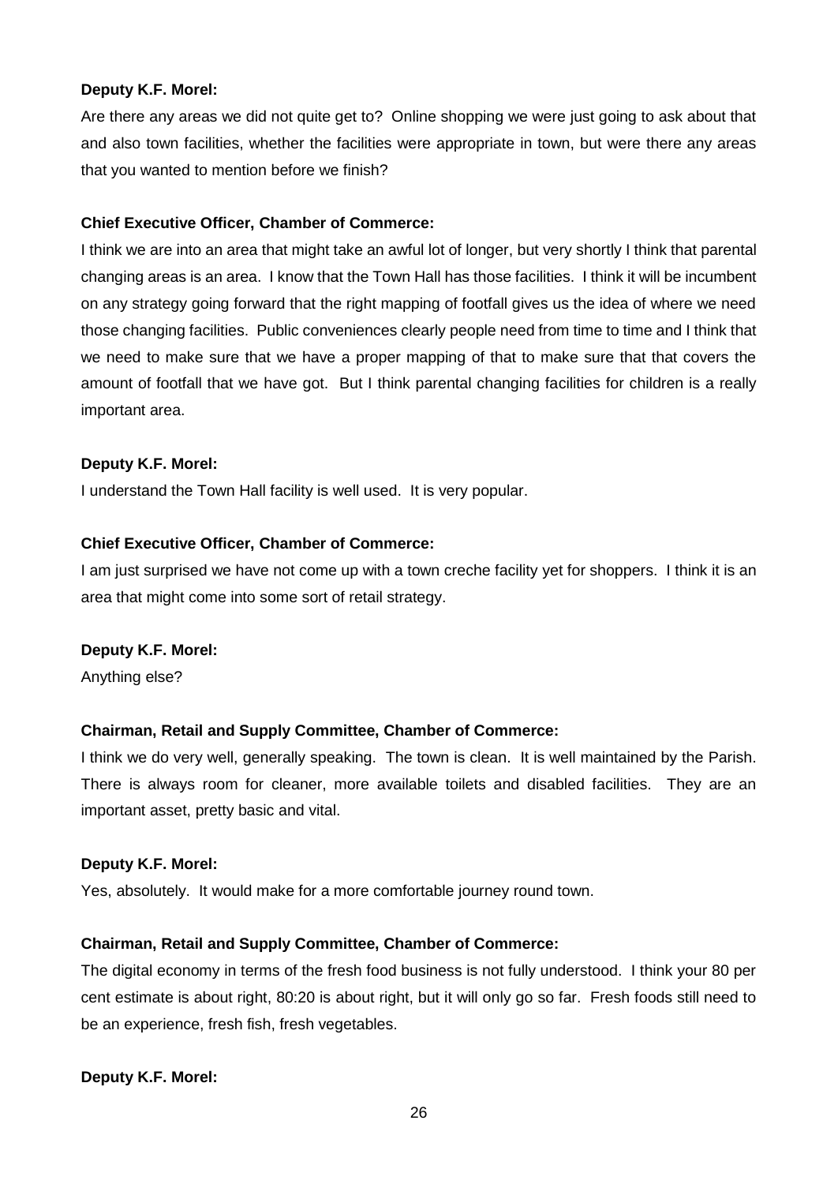**Deputy K.F. Morel:**

Are there any areas we did not quite get to? Online shopping we were just going to ask about that and also town facilities, whether the facilities were appropriate in town, but were there any areas that you wanted to mention before we finish?

**Chief Executive Officer, Chamber of Commerce:**

I think we are into an area that might take an awful lot of longer, but very shortly I think that parental changing areas is an area. I know that the Town Hall has those facilities. I think it will be incumbent on any strategy going forward that the right mapping of footfall gives us the idea of where we need those changing facilities. Public conveniences clearly people need from time to time and I think that we need to make sure that we have a proper mapping of that to make sure that that covers the amount of footfall that we have got. But I think parental changing facilities for children is a really important area.

**Deputy K.F. Morel:**

I understand the Town Hall facility is well used. It is very popular.

**Chief Executive Officer, Chamber of Commerce:**

I am just surprised we have not come up with a town creche facility yet for shoppers. I think it is an area that might come into some sort of retail strategy.

**Deputy K.F. Morel:**

Anything else?

**Chairman, Retail and Supply Committee, Chamber of Commerce:**

I think we do very well, generally speaking. The town is clean. It is well maintained by the Parish. There is always room for cleaner, more available toilets and disabled facilities. They are an important asset, pretty basic and vital.

**Deputy K.F. Morel:**

Yes, absolutely. It would make for a more comfortable journey round town.

**Chairman, Retail and Supply Committee, Chamber of Commerce:**

The digital economy in terms of the fresh food business is not fully understood. I think your 80 per cent estimate is about right, 80:20 is about right, but it will only go so far. Fresh foods still need to be an experience, fresh fish, fresh vegetables.

**Deputy K.F. Morel:**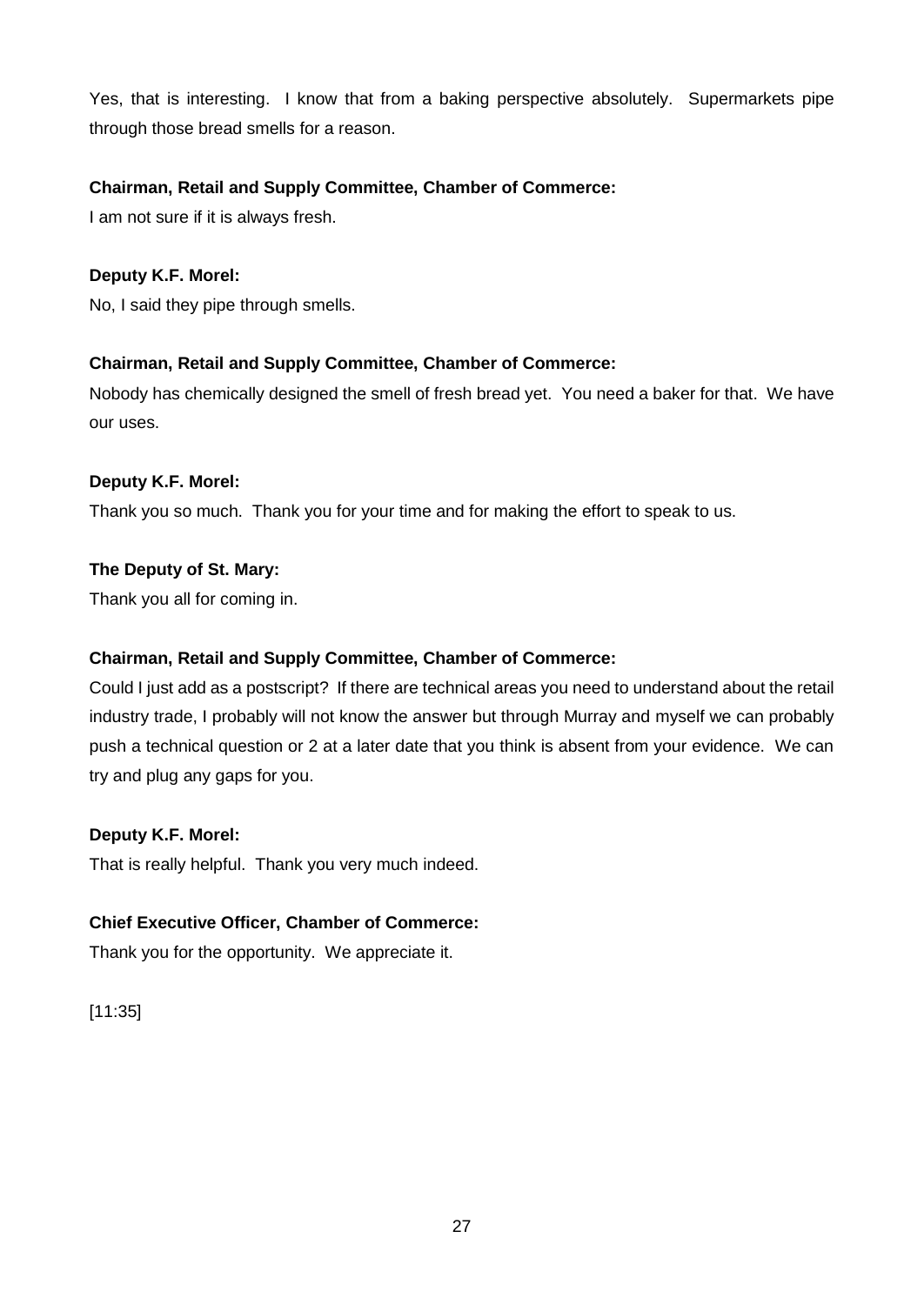Yes, that is interesting. I know that from a baking perspective absolutely. Supermarkets pipe through those bread smells for a reason.

**Chairman, Retail and Supply Committee, Chamber of Commerce:**

I am not sure if it is always fresh.

**Deputy K.F. Morel:**

No, I said they pipe through smells.

**Chairman, Retail and Supply Committee, Chamber of Commerce:**

Nobody has chemically designed the smell of fresh bread yet. You need a baker for that. We have our uses.

**Deputy K.F. Morel:**

Thank you so much. Thank you for your time and for making the effort to speak to us.

**The Deputy of St. Mary:**

Thank you all for coming in.

**Chairman, Retail and Supply Committee, Chamber of Commerce:**

Could I just add as a postscript? If there are technical areas you need to understand about the retail industry trade, I probably will not know the answer but through Murray and myself we can probably push a technical question or 2 at a later date that you think is absent from your evidence. We can try and plug any gaps for you.

**Deputy K.F. Morel:**

That is really helpful. Thank you very much indeed.

**Chief Executive Officer, Chamber of Commerce:**

Thank you for the opportunity. We appreciate it.

[11:35]